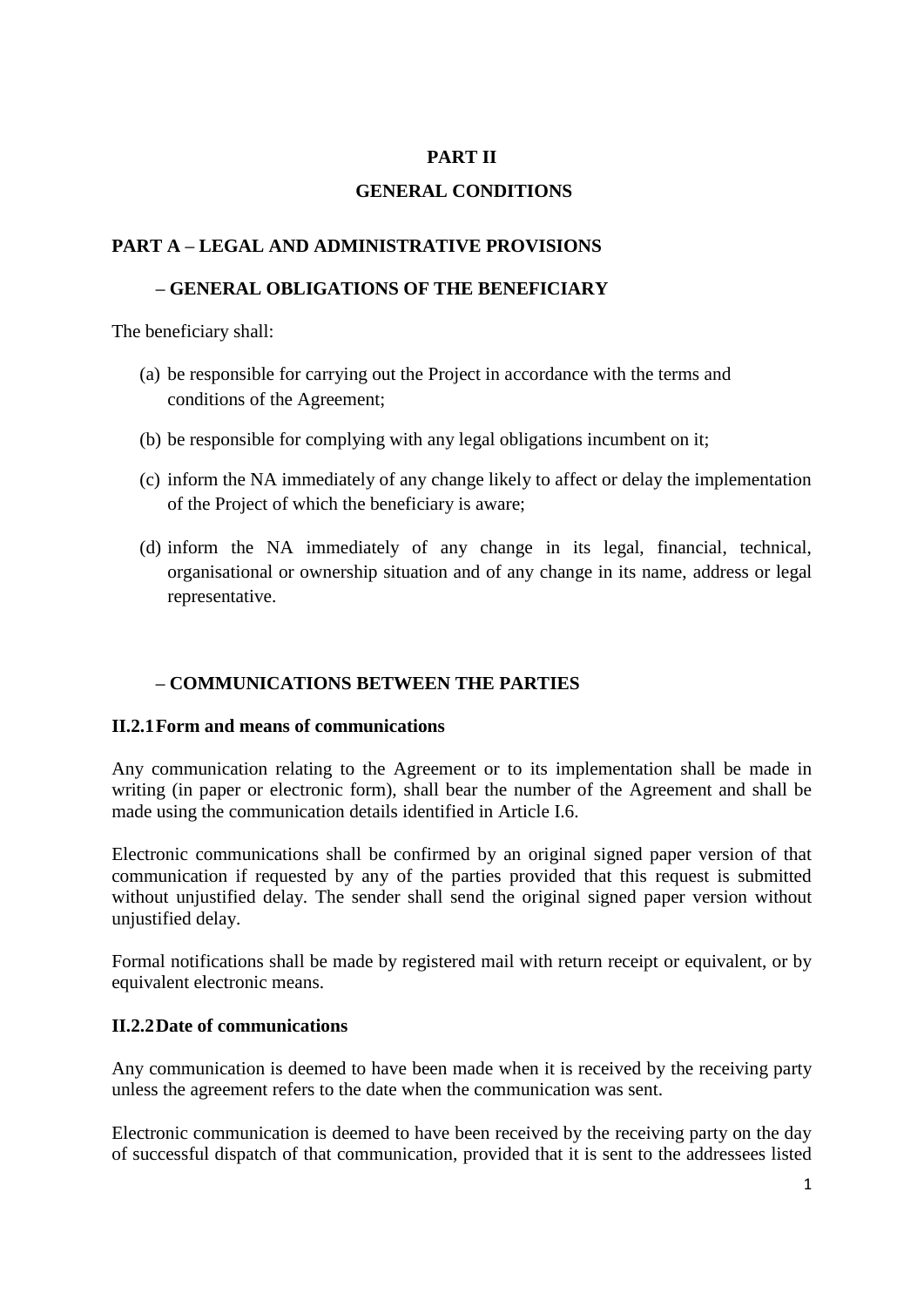# PART II

# GENERAL CONDITIONS

## PART A – LEGAL AND ADMINISTRATIVE PROVISIONS

### – GENERAL OBLIGATIONS OF THE BENEFICIARY

The beneficiary shall:

(a) be responsible for carrying out the Project in accordance with the terms and conditions of the Agreement;

(b) be responsible for complying with any legal obligations incumbent on it;

(c) inform the NA immediately of any change likely to affect or delay the implementation of the Project of which the beneficiary is aware;

(d) inform the NA immediately of any change in its legal, financial, technical, organisational or ownership situation and of any change in its name, address or legal representative.

### – COMMUNICATIONS BETWEEN THE PARTIES

#### II.2.1 Form and means of communications

Any communication relating to the Agreement or to its implementation shall be made in writing (in paper or electronic form), shall bear the number of the Agreement and shall be made using the communication details identified in Article I.6.

Electronic communications shall be confirmed by an original signed paper version of that communication if requested by any of the parties provided that this request is submitted without unjustified delay. The sender shall send the original signed paper version without unjustified delay.

Formal notifications shall be made by registered mail with return receipt or equivalent, or by equivalent electronic means.

#### II.2.2 Date of communications

Any communication is deemed to have been made when it is received by the receiving party unless the agreement refers to the date when the communication was sent.

Electronic communication is deemed to have been received by the receiving party on the day of successful dispatch of that communication, provided that it is sent to the addressees listed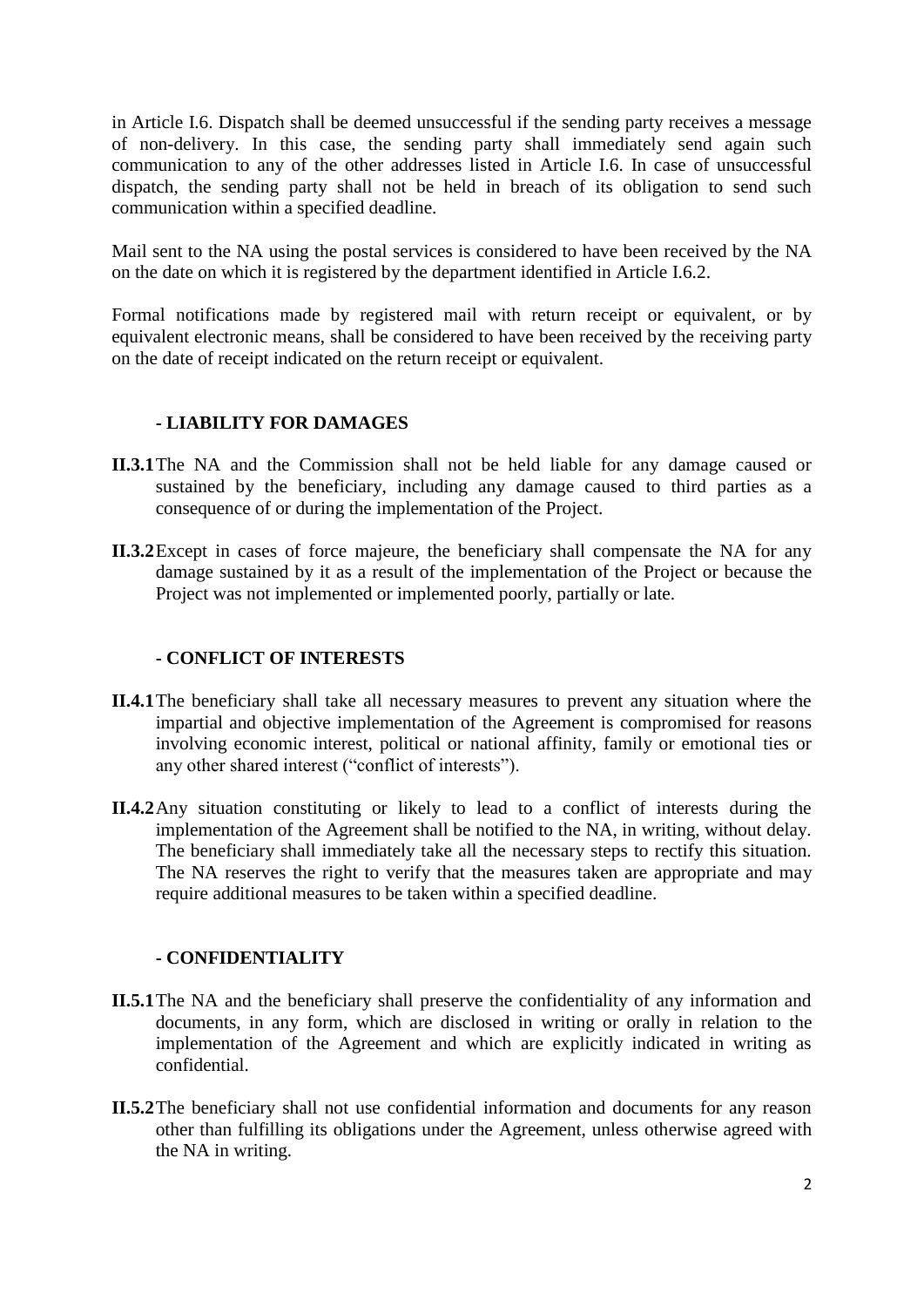in Article I.6. Dispatch shall be deemed unsuccessful if the sending party receives a message of non-delivery. In this case, the sending party shall immediately send again such communication to any of the other addresses listed in Article I.6. In case of unsuccessful dispatch, the sending party shall not be held in breach of its obligation to send such communication within a specified deadline.

Mail sent to the NA using the postal services is considered to have been received by the NA on the date on which it is registered by the department identified in Article I.6.2.

Formal notifications made by registered mail with return receipt or equivalent, or by equivalent electronic means, shall be considered to have been received by the receiving party on the date of receipt indicated on the return receipt or equivalent.

### - LIABILITY FOR DAMAGES

**II.3.1** The NA and the Commission shall not be held liable for any damage caused or sustained by the beneficiary, including any damage caused to third parties as a consequence of or during the implementation of the Project.

**II.3.2** Except in cases of force majeure, the beneficiary shall compensate the NA for any damage sustained by it as a result of the implementation of the Project or because the Project was not implemented or implemented poorly, partially or late.

### - CONFLICT OF INTERESTS

**II.4.1** The beneficiary shall take all necessary measures to prevent any situation where the impartial and objective implementation of the Agreement is compromised for reasons involving economic interest, political or national affinity, family or emotional ties or any other shared interest ("conflict of interests").

**II.4.2** Any situation constituting or likely to lead to a conflict of interests during the implementation of the Agreement shall be notified to the NA, in writing, without delay. The beneficiary shall immediately take all the necessary steps to rectify this situation. The NA reserves the right to verify that the measures taken are appropriate and may require additional measures to be taken within a specified deadline.

### - CONFIDENTIALITY

**II.5.1** The NA and the beneficiary shall preserve the confidentiality of any information and documents, in any form, which are disclosed in writing or orally in relation to the implementation of the Agreement and which are explicitly indicated in writing as confidential.

**II.5.2** The beneficiary shall not use confidential information and documents for any reason other than fulfilling its obligations under the Agreement, unless otherwise agreed with the NA in writing.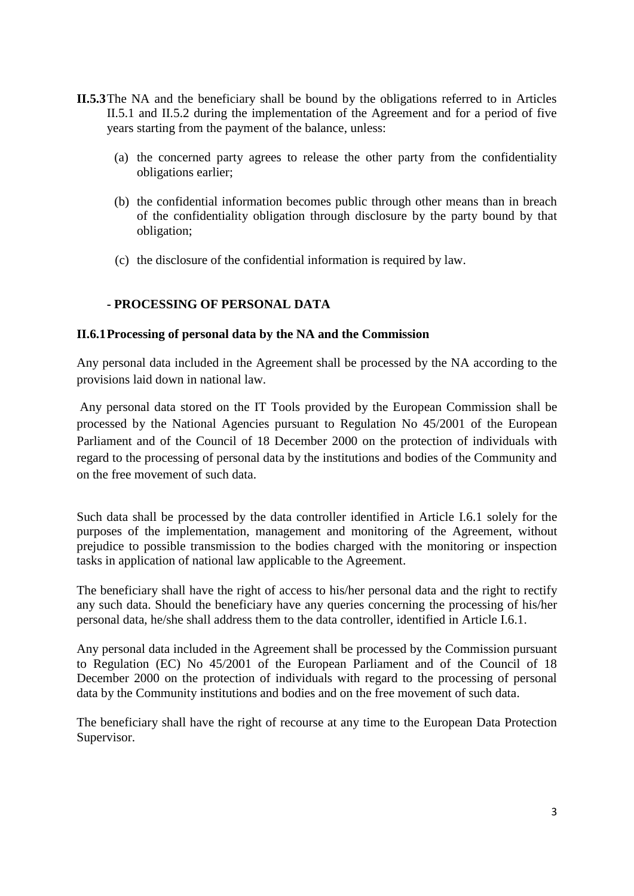**II.5.3** The NA and the beneficiary shall be bound by the obligations referred to in Articles II.5.1 and II.5.2 during the implementation of the Agreement and for a period of five years starting from the payment of the balance, unless:

(a) the concerned party agrees to release the other party from the confidentiality obligations earlier;

(b) the confidential information becomes public through other means than in breach of the confidentiality obligation through disclosure by the party bound by that obligation;

(c) the disclosure of the confidential information is required by law.

**- PROCESSING OF PERSONAL DATA**

**II.6.1 Processing of personal data by the NA and the Commission**

Any personal data included in the Agreement shall be processed by the NA according to the provisions laid down in national law.

Any personal data stored on the IT Tools provided by the European Commission shall be processed by the National Agencies pursuant to Regulation No 45/2001 of the European Parliament and of the Council of 18 December 2000 on the protection of individuals with regard to the processing of personal data by the institutions and bodies of the Community and on the free movement of such data.

Such data shall be processed by the data controller identified in Article I.6.1 solely for the purposes of the implementation, management and monitoring of the Agreement, without prejudice to possible transmission to the bodies charged with the monitoring or inspection tasks in application of national law applicable to the Agreement.

The beneficiary shall have the right of access to his/her personal data and the right to rectify any such data. Should the beneficiary have any queries concerning the processing of his/her personal data, he/she shall address them to the data controller, identified in Article I.6.1.

Any personal data included in the Agreement shall be processed by the Commission pursuant to Regulation (EC) No 45/2001 of the European Parliament and of the Council of 18 December 2000 on the protection of individuals with regard to the processing of personal data by the Community institutions and bodies and on the free movement of such data.

The beneficiary shall have the right of recourse at any time to the European Data Protection Supervisor.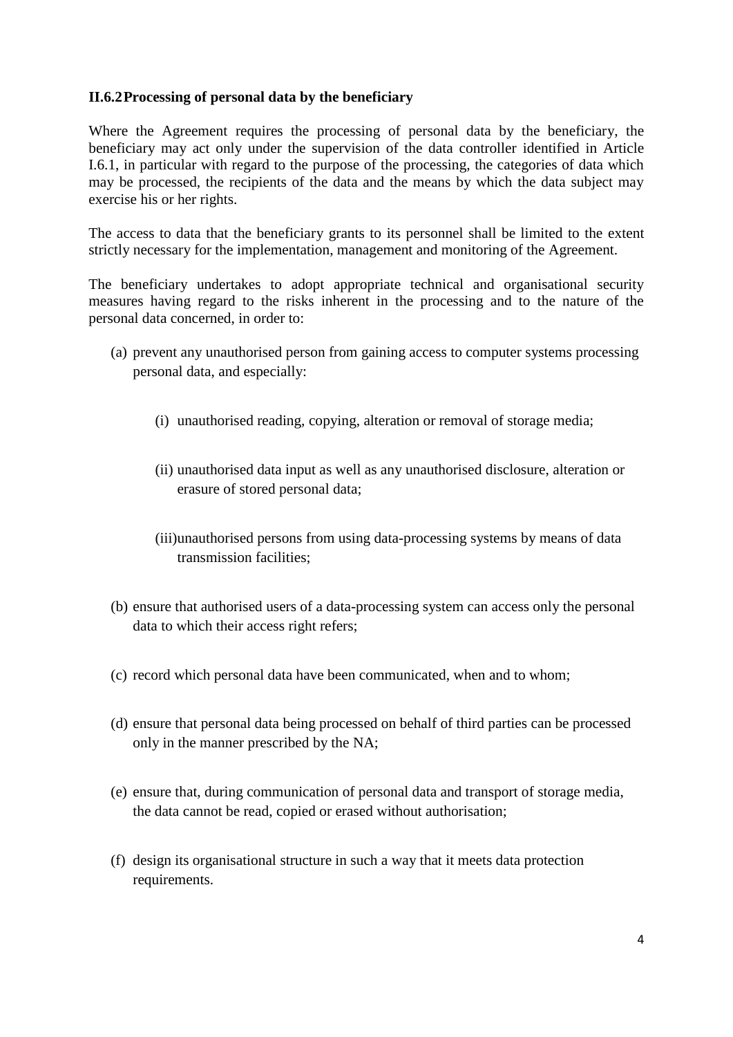### II.6.2 Processing of personal data by the beneficiary

Where the Agreement requires the processing of personal data by the beneficiary, the beneficiary may act only under the supervision of the data controller identified in Article I.6.1, in particular with regard to the purpose of the processing, the categories of data which may be processed, the recipients of the data and the means by which the data subject may exercise his or her rights.

The access to data that the beneficiary grants to its personnel shall be limited to the extent strictly necessary for the implementation, management and monitoring of the Agreement.

The beneficiary undertakes to adopt appropriate technical and organisational security measures having regard to the risks inherent in the processing and to the nature of the personal data concerned, in order to:

(a) prevent any unauthorised person from gaining access to computer systems processing personal data, and especially:

   (i) unauthorised reading, copying, alteration or removal of storage media;

   (ii) unauthorised data input as well as any unauthorised disclosure, alteration or erasure of stored personal data;

   (iii) unauthorised persons from using data-processing systems by means of data transmission facilities;

(b) ensure that authorised users of a data-processing system can access only the personal data to which their access right refers;

(c) record which personal data have been communicated, when and to whom;

(d) ensure that personal data being processed on behalf of third parties can be processed only in the manner prescribed by the NA;

(e) ensure that, during communication of personal data and transport of storage media, the data cannot be read, copied or erased without authorisation;

(f) design its organisational structure in such a way that it meets data protection requirements.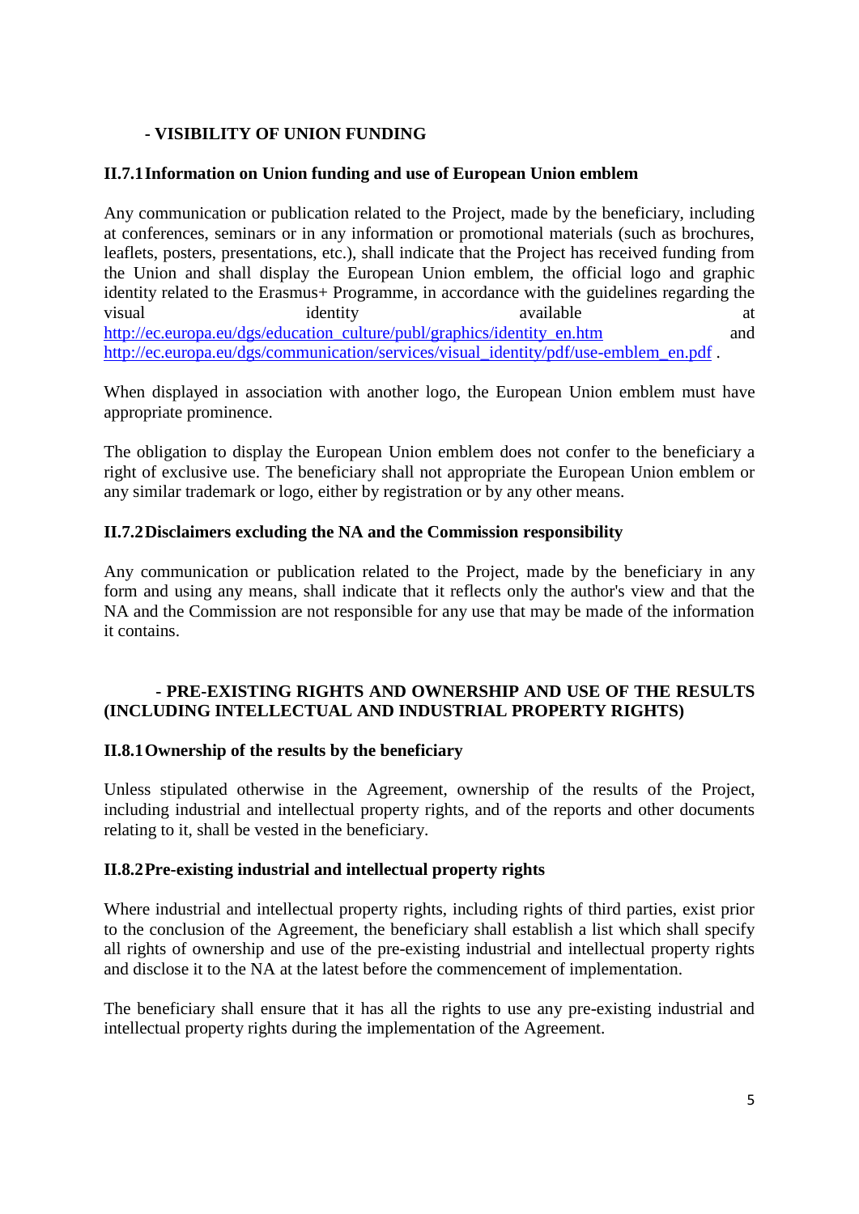## - VISIBILITY OF UNION FUNDING

### II.7.1 Information on Union funding and use of European Union emblem

Any communication or publication related to the Project, made by the beneficiary, including at conferences, seminars or in any information or promotional materials (such as brochures, leaflets, posters, presentations, etc.), shall indicate that the Project has received funding from the Union and shall display the European Union emblem, the official logo and graphic identity related to the Erasmus+ Programme, in accordance with the guidelines regarding the visual identity available at http://ec.europa.eu/dgs/education_culture/publ/graphics/identity_en.htm and http://ec.europa.eu/dgs/communication/services/visual_identity/pdf/use-emblem_en.pdf .

When displayed in association with another logo, the European Union emblem must have appropriate prominence.

The obligation to display the European Union emblem does not confer to the beneficiary a right of exclusive use. The beneficiary shall not appropriate the European Union emblem or any similar trademark or logo, either by registration or by any other means.

### II.7.2 Disclaimers excluding the NA and the Commission responsibility

Any communication or publication related to the Project, made by the beneficiary in any form and using any means, shall indicate that it reflects only the author's view and that the NA and the Commission are not responsible for any use that may be made of the information it contains.

## - PRE-EXISTING RIGHTS AND OWNERSHIP AND USE OF THE RESULTS (INCLUDING INTELLECTUAL AND INDUSTRIAL PROPERTY RIGHTS)

### II.8.1 Ownership of the results by the beneficiary

Unless stipulated otherwise in the Agreement, ownership of the results of the Project, including industrial and intellectual property rights, and of the reports and other documents relating to it, shall be vested in the beneficiary.

### II.8.2 Pre-existing industrial and intellectual property rights

Where industrial and intellectual property rights, including rights of third parties, exist prior to the conclusion of the Agreement, the beneficiary shall establish a list which shall specify all rights of ownership and use of the pre-existing industrial and intellectual property rights and disclose it to the NA at the latest before the commencement of implementation.

The beneficiary shall ensure that it has all the rights to use any pre-existing industrial and intellectual property rights during the implementation of the Agreement.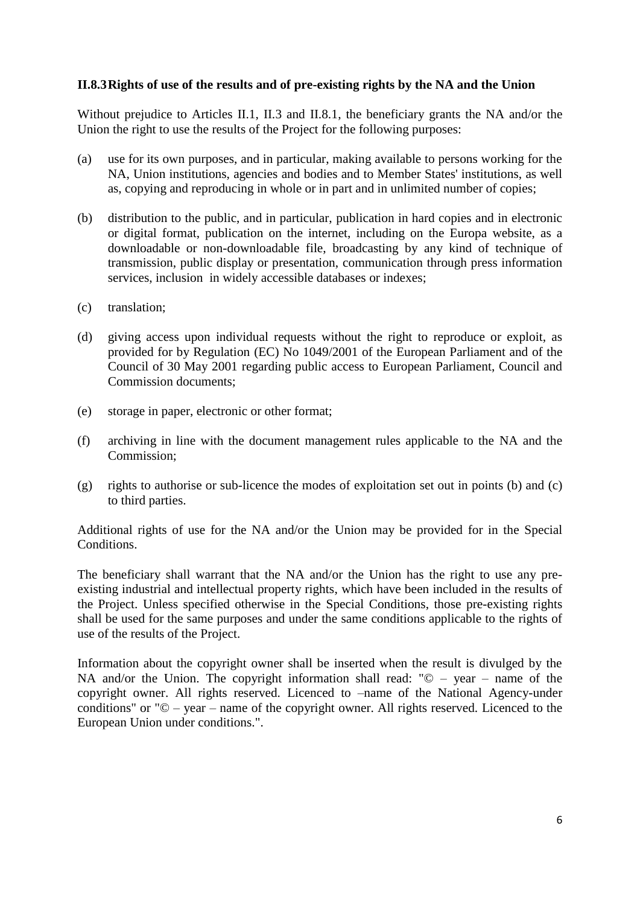### II.8.3 Rights of use of the results and of pre-existing rights by the NA and the Union

Without prejudice to Articles II.1, II.3 and II.8.1, the beneficiary grants the NA and/or the Union the right to use the results of the Project for the following purposes:

(a) use for its own purposes, and in particular, making available to persons working for the NA, Union institutions, agencies and bodies and to Member States' institutions, as well as, copying and reproducing in whole or in part and in unlimited number of copies;

(b) distribution to the public, and in particular, publication in hard copies and in electronic or digital format, publication on the internet, including on the Europa website, as a downloadable or non-downloadable file, broadcasting by any kind of technique of transmission, public display or presentation, communication through press information services, inclusion in widely accessible databases or indexes;

(c) translation;

(d) giving access upon individual requests without the right to reproduce or exploit, as provided for by Regulation (EC) No 1049/2001 of the European Parliament and of the Council of 30 May 2001 regarding public access to European Parliament, Council and Commission documents;

(e) storage in paper, electronic or other format;

(f) archiving in line with the document management rules applicable to the NA and the Commission;

(g) rights to authorise or sub-licence the modes of exploitation set out in points (b) and (c) to third parties.

Additional rights of use for the NA and/or the Union may be provided for in the Special Conditions.

The beneficiary shall warrant that the NA and/or the Union has the right to use any pre-existing industrial and intellectual property rights, which have been included in the results of the Project. Unless specified otherwise in the Special Conditions, those pre-existing rights shall be used for the same purposes and under the same conditions applicable to the rights of use of the results of the Project.

Information about the copyright owner shall be inserted when the result is divulged by the NA and/or the Union. The copyright information shall read: "© – year – name of the copyright owner. All rights reserved. Licenced to –name of the National Agency-under conditions" or "© – year – name of the copyright owner. All rights reserved. Licenced to the European Union under conditions.".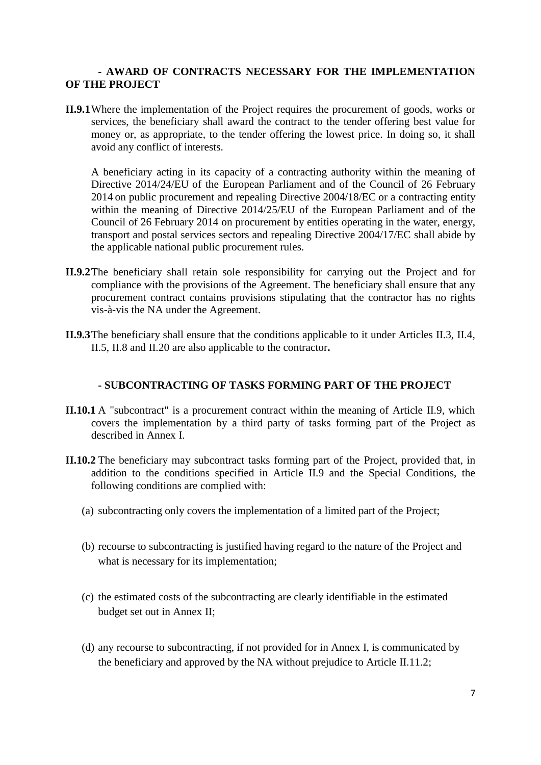**- AWARD OF CONTRACTS NECESSARY FOR THE IMPLEMENTATION OF THE PROJECT**

**II.9.1** Where the implementation of the Project requires the procurement of goods, works or services, the beneficiary shall award the contract to the tender offering best value for money or, as appropriate, to the tender offering the lowest price. In doing so, it shall avoid any conflict of interests.

A beneficiary acting in its capacity of a contracting authority within the meaning of Directive 2014/24/EU of the European Parliament and of the Council of 26 February 2014 on public procurement and repealing Directive 2004/18/EC or a contracting entity within the meaning of Directive 2014/25/EU of the European Parliament and of the Council of 26 February 2014 on procurement by entities operating in the water, energy, transport and postal services sectors and repealing Directive 2004/17/EC shall abide by the applicable national public procurement rules.

**II.9.2** The beneficiary shall retain sole responsibility for carrying out the Project and for compliance with the provisions of the Agreement. The beneficiary shall ensure that any procurement contract contains provisions stipulating that the contractor has no rights vis-à-vis the NA under the Agreement.

**II.9.3** The beneficiary shall ensure that the conditions applicable to it under Articles II.3, II.4, II.5, II.8 and II.20 are also applicable to the contractor**.**

**- SUBCONTRACTING OF TASKS FORMING PART OF THE PROJECT**

**II.10.1** A "subcontract" is a procurement contract within the meaning of Article II.9, which covers the implementation by a third party of tasks forming part of the Project as described in Annex I.

**II.10.2** The beneficiary may subcontract tasks forming part of the Project, provided that, in addition to the conditions specified in Article II.9 and the Special Conditions, the following conditions are complied with:

(a) subcontracting only covers the implementation of a limited part of the Project;

(b) recourse to subcontracting is justified having regard to the nature of the Project and what is necessary for its implementation;

(c) the estimated costs of the subcontracting are clearly identifiable in the estimated budget set out in Annex II;

(d) any recourse to subcontracting, if not provided for in Annex I, is communicated by the beneficiary and approved by the NA without prejudice to Article II.11.2;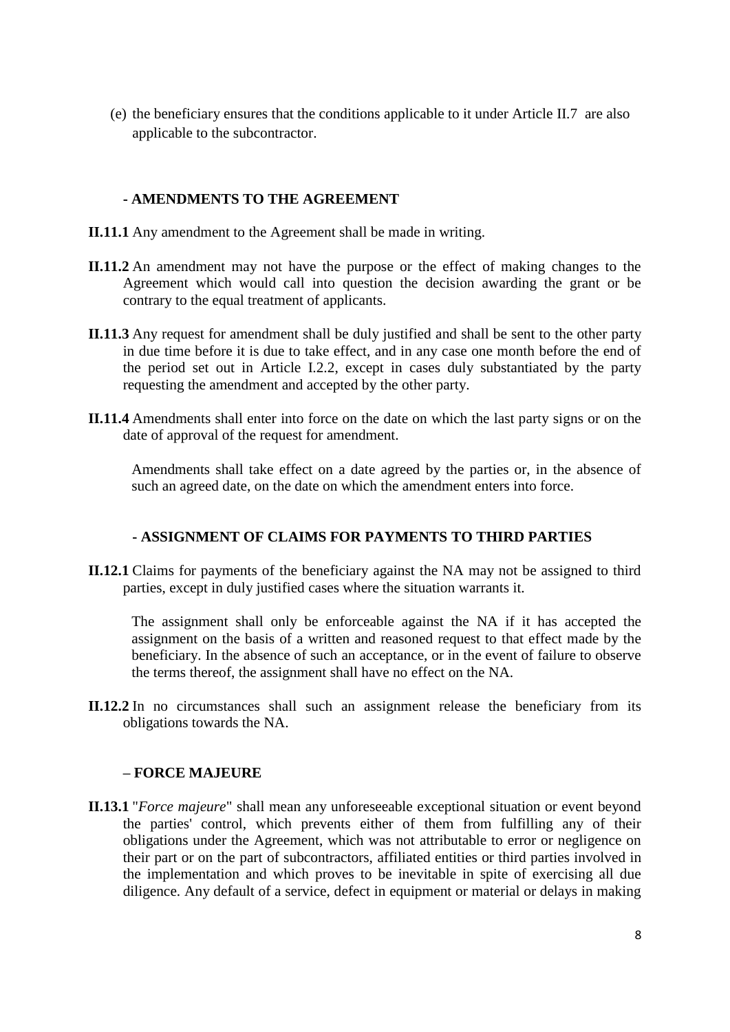(e) the beneficiary ensures that the conditions applicable to it under Article II.7 are also applicable to the subcontractor.

## - AMENDMENTS TO THE AGREEMENT

**II.11.1** Any amendment to the Agreement shall be made in writing.

**II.11.2** An amendment may not have the purpose or the effect of making changes to the Agreement which would call into question the decision awarding the grant or be contrary to the equal treatment of applicants.

**II.11.3** Any request for amendment shall be duly justified and shall be sent to the other party in due time before it is due to take effect, and in any case one month before the end of the period set out in Article I.2.2, except in cases duly substantiated by the party requesting the amendment and accepted by the other party.

**II.11.4** Amendments shall enter into force on the date on which the last party signs or on the date of approval of the request for amendment.

Amendments shall take effect on a date agreed by the parties or, in the absence of such an agreed date, on the date on which the amendment enters into force.

## - ASSIGNMENT OF CLAIMS FOR PAYMENTS TO THIRD PARTIES

**II.12.1** Claims for payments of the beneficiary against the NA may not be assigned to third parties, except in duly justified cases where the situation warrants it.

The assignment shall only be enforceable against the NA if it has accepted the assignment on the basis of a written and reasoned request to that effect made by the beneficiary. In the absence of such an acceptance, or in the event of failure to observe the terms thereof, the assignment shall have no effect on the NA.

**II.12.2** In no circumstances shall such an assignment release the beneficiary from its obligations towards the NA.

## – FORCE MAJEURE

**II.13.1** "*Force majeure*" shall mean any unforeseeable exceptional situation or event beyond the parties' control, which prevents either of them from fulfilling any of their obligations under the Agreement, which was not attributable to error or negligence on their part or on the part of subcontractors, affiliated entities or third parties involved in the implementation and which proves to be inevitable in spite of exercising all due diligence. Any default of a service, defect in equipment or material or delays in making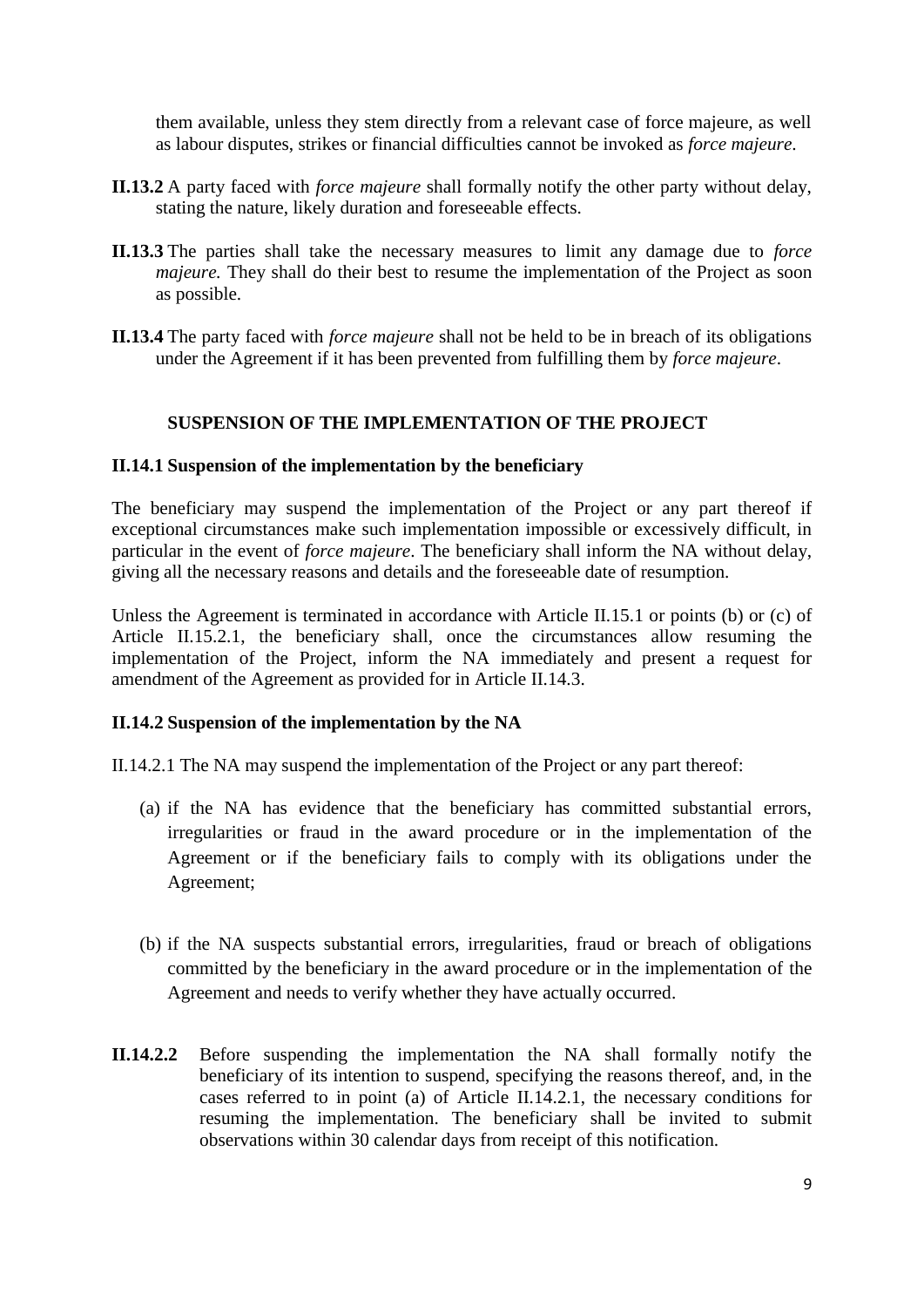them available, unless they stem directly from a relevant case of force majeure, as well as labour disputes, strikes or financial difficulties cannot be invoked as *force majeure*.

**II.13.2** A party faced with *force majeure* shall formally notify the other party without delay, stating the nature, likely duration and foreseeable effects.

**II.13.3** The parties shall take the necessary measures to limit any damage due to *force majeure.* They shall do their best to resume the implementation of the Project as soon as possible.

**II.13.4** The party faced with *force majeure* shall not be held to be in breach of its obligations under the Agreement if it has been prevented from fulfilling them by *force majeure*.

## SUSPENSION OF THE IMPLEMENTATION OF THE PROJECT

### II.14.1 Suspension of the implementation by the beneficiary

The beneficiary may suspend the implementation of the Project or any part thereof if exceptional circumstances make such implementation impossible or excessively difficult, in particular in the event of *force majeure*. The beneficiary shall inform the NA without delay, giving all the necessary reasons and details and the foreseeable date of resumption.

Unless the Agreement is terminated in accordance with Article II.15.1 or points (b) or (c) of Article II.15.2.1, the beneficiary shall, once the circumstances allow resuming the implementation of the Project, inform the NA immediately and present a request for amendment of the Agreement as provided for in Article II.14.3.

### II.14.2 Suspension of the implementation by the NA

II.14.2.1 The NA may suspend the implementation of the Project or any part thereof:

(a) if the NA has evidence that the beneficiary has committed substantial errors, irregularities or fraud in the award procedure or in the implementation of the Agreement or if the beneficiary fails to comply with its obligations under the Agreement;

(b) if the NA suspects substantial errors, irregularities, fraud or breach of obligations committed by the beneficiary in the award procedure or in the implementation of the Agreement and needs to verify whether they have actually occurred.

**II.14.2.2** Before suspending the implementation the NA shall formally notify the beneficiary of its intention to suspend, specifying the reasons thereof, and, in the cases referred to in point (a) of Article II.14.2.1, the necessary conditions for resuming the implementation. The beneficiary shall be invited to submit observations within 30 calendar days from receipt of this notification.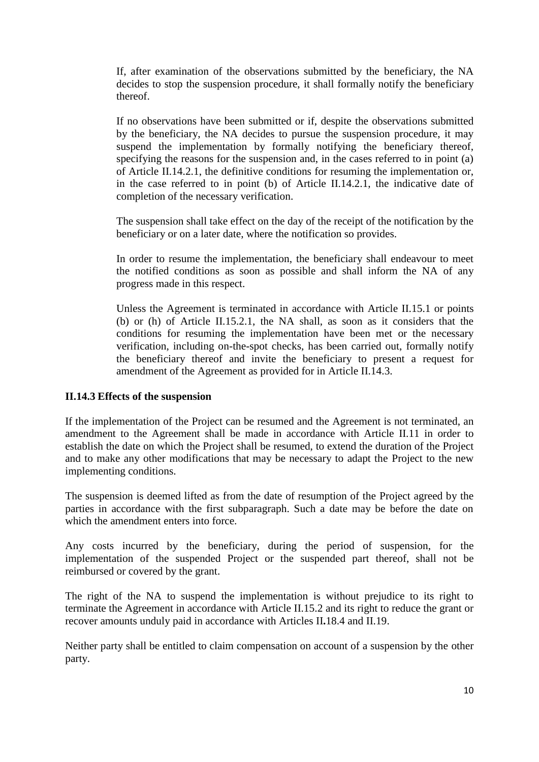If, after examination of the observations submitted by the beneficiary, the NA decides to stop the suspension procedure, it shall formally notify the beneficiary thereof.

If no observations have been submitted or if, despite the observations submitted by the beneficiary, the NA decides to pursue the suspension procedure, it may suspend the implementation by formally notifying the beneficiary thereof, specifying the reasons for the suspension and, in the cases referred to in point (a) of Article II.14.2.1, the definitive conditions for resuming the implementation or, in the case referred to in point (b) of Article II.14.2.1, the indicative date of completion of the necessary verification.

The suspension shall take effect on the day of the receipt of the notification by the beneficiary or on a later date, where the notification so provides.

In order to resume the implementation, the beneficiary shall endeavour to meet the notified conditions as soon as possible and shall inform the NA of any progress made in this respect.

Unless the Agreement is terminated in accordance with Article II.15.1 or points (b) or (h) of Article II.15.2.1, the NA shall, as soon as it considers that the conditions for resuming the implementation have been met or the necessary verification, including on-the-spot checks, has been carried out, formally notify the beneficiary thereof and invite the beneficiary to present a request for amendment of the Agreement as provided for in Article II.14.3.

### II.14.3 Effects of the suspension

If the implementation of the Project can be resumed and the Agreement is not terminated, an amendment to the Agreement shall be made in accordance with Article II.11 in order to establish the date on which the Project shall be resumed, to extend the duration of the Project and to make any other modifications that may be necessary to adapt the Project to the new implementing conditions.

The suspension is deemed lifted as from the date of resumption of the Project agreed by the parties in accordance with the first subparagraph. Such a date may be before the date on which the amendment enters into force.

Any costs incurred by the beneficiary, during the period of suspension, for the implementation of the suspended Project or the suspended part thereof, shall not be reimbursed or covered by the grant.

The right of the NA to suspend the implementation is without prejudice to its right to terminate the Agreement in accordance with Article II.15.2 and its right to reduce the grant or recover amounts unduly paid in accordance with Articles II.18.4 and II.19.

Neither party shall be entitled to claim compensation on account of a suspension by the other party.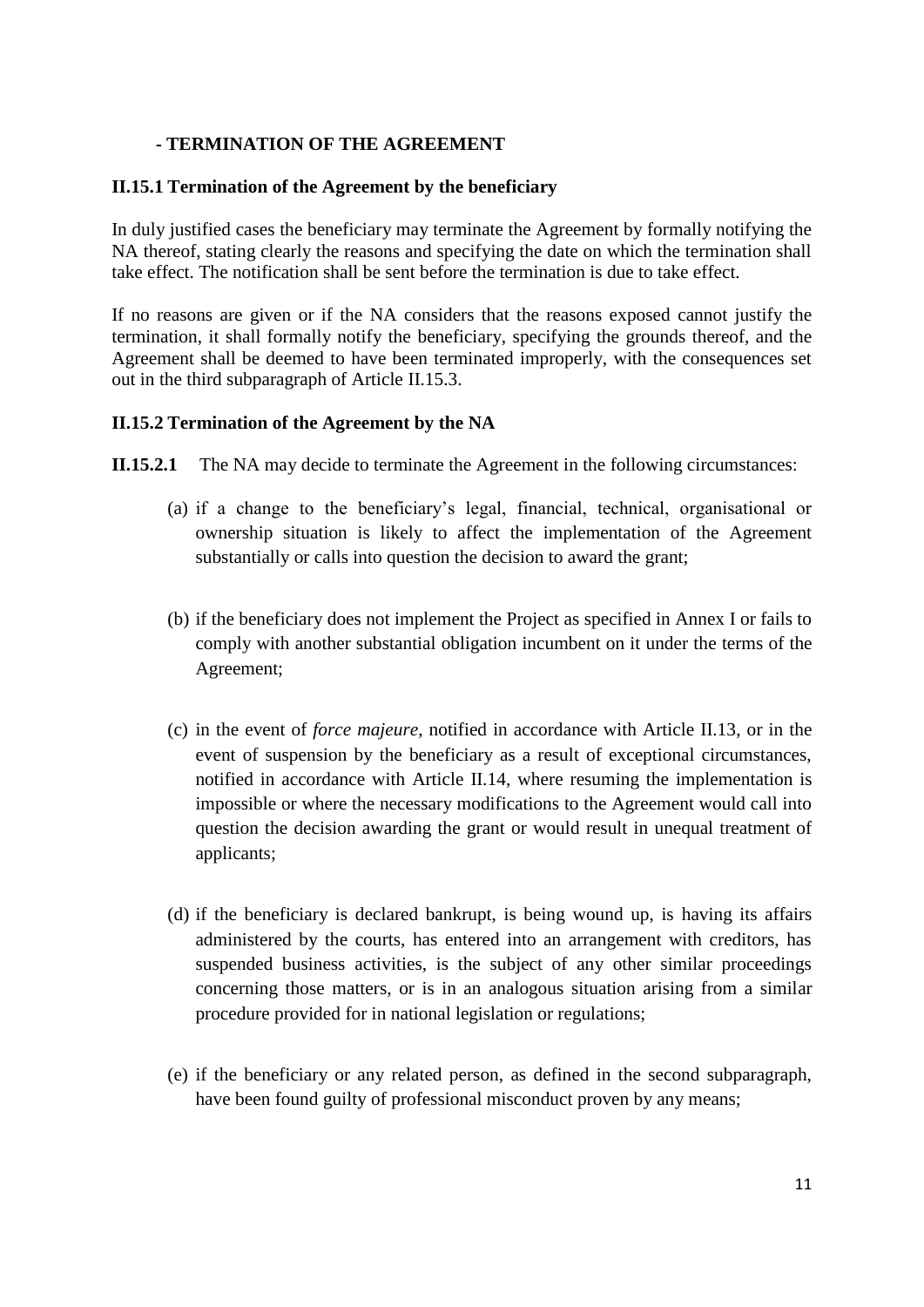## - TERMINATION OF THE AGREEMENT

### II.15.1 Termination of the Agreement by the beneficiary

In duly justified cases the beneficiary may terminate the Agreement by formally notifying the NA thereof, stating clearly the reasons and specifying the date on which the termination shall take effect. The notification shall be sent before the termination is due to take effect.

If no reasons are given or if the NA considers that the reasons exposed cannot justify the termination, it shall formally notify the beneficiary, specifying the grounds thereof, and the Agreement shall be deemed to have been terminated improperly, with the consequences set out in the third subparagraph of Article II.15.3.

### II.15.2 Termination of the Agreement by the NA

**II.15.2.1** The NA may decide to terminate the Agreement in the following circumstances:

(a) if a change to the beneficiary's legal, financial, technical, organisational or ownership situation is likely to affect the implementation of the Agreement substantially or calls into question the decision to award the grant;

(b) if the beneficiary does not implement the Project as specified in Annex I or fails to comply with another substantial obligation incumbent on it under the terms of the Agreement;

(c) in the event of *force majeure*, notified in accordance with Article II.13, or in the event of suspension by the beneficiary as a result of exceptional circumstances, notified in accordance with Article II.14, where resuming the implementation is impossible or where the necessary modifications to the Agreement would call into question the decision awarding the grant or would result in unequal treatment of applicants;

(d) if the beneficiary is declared bankrupt, is being wound up, is having its affairs administered by the courts, has entered into an arrangement with creditors, has suspended business activities, is the subject of any other similar proceedings concerning those matters, or is in an analogous situation arising from a similar procedure provided for in national legislation or regulations;

(e) if the beneficiary or any related person, as defined in the second subparagraph, have been found guilty professional misconduct proven by any means;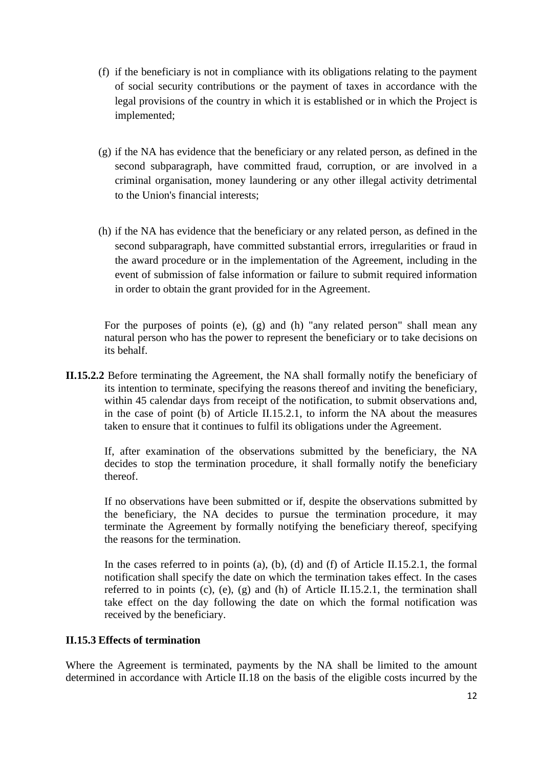(f) if the beneficiary is not in compliance with its obligations relating to the payment of social security contributions or the payment of taxes in accordance with the legal provisions of the country in which it is established or in which the Project is implemented;

(g) if the NA has evidence that the beneficiary or any related person, as defined in the second subparagraph, have committed fraud, corruption, or are involved in a criminal organisation, money laundering or any other illegal activity detrimental to the Union's financial interests;

(h) if the NA has evidence that the beneficiary or any related person, as defined in the second subparagraph, have committed substantial errors, irregularities or fraud in the award procedure or in the implementation of the Agreement, including in the event of submission of false information or failure to submit required information in order to obtain the grant provided for in the Agreement.

For the purposes of points (e), (g) and (h) "any related person" shall mean any natural person who has the power to represent the beneficiary or to take decisions on its behalf.

**II.15.2.2** Before terminating the Agreement, the NA shall formally notify the beneficiary of its intention to terminate, specifying the reasons thereof and inviting the beneficiary, within 45 calendar days from receipt of the notification, to submit observations and, in the case of point (b) of Article II.15.2.1, to inform the NA about the measures taken to ensure that it continues to fulfil its obligations under the Agreement.

If, after examination of the observations submitted by the beneficiary, the NA decides to stop the termination procedure, it shall formally notify the beneficiary thereof.

If no observations have been submitted or if, despite the observations submitted by the beneficiary, the NA decides to pursue the termination procedure, it may terminate the Agreement by formally notifying the beneficiary thereof, specifying the reasons for the termination.

In the cases referred to in points (a), (b), (d) and (f) of Article II.15.2.1, the formal notification shall specify the date on which the termination takes effect. In the cases referred to in points (c), (e), (g) and (h) of Article II.15.2.1, the termination shall take effect on the day following the date on which the formal notification was received by the beneficiary.

**II.15.3 Effects of termination**

Where the Agreement is terminated, payments by the NA shall be limited to the amount determined in accordance with Article II.18 on the basis of the eligible costs incurred by the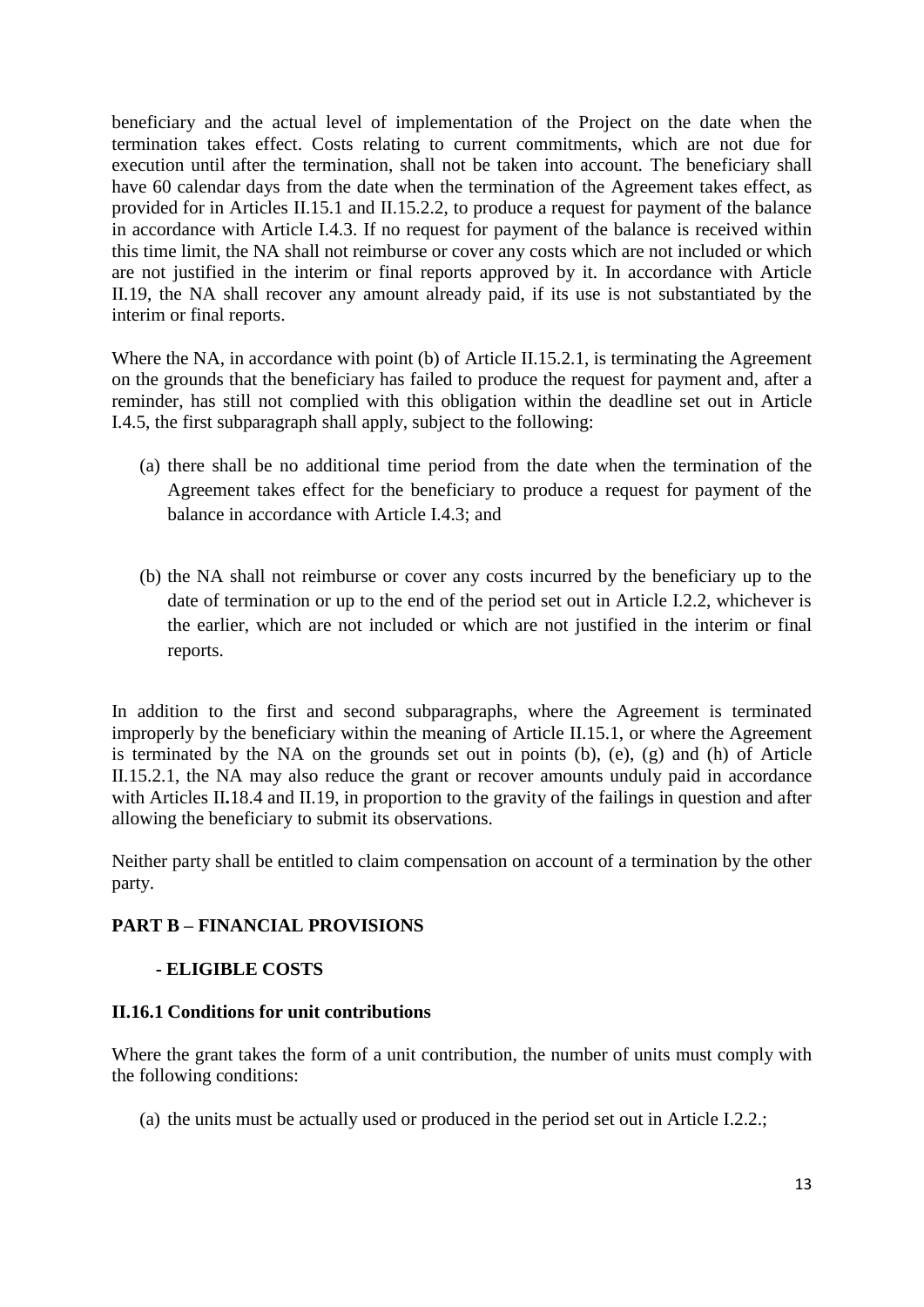beneficiary and the actual level of implementation of the Project on the date when the termination takes effect. Costs relating to current commitments, which are not due for execution until after the termination, shall not be taken into account. The beneficiary shall have 60 calendar days from the date when the termination of the Agreement takes effect, as provided for in Articles II.15.1 and II.15.2.2, to produce a request for payment of the balance in accordance with Article I.4.3. If no request for payment of the balance is received within this time limit, the NA shall not reimburse or cover any costs which are not included or which are not justified in the interim or final reports approved by it. In accordance with Article II.19, the NA shall recover any amount already paid, if its use is not substantiated by the interim or final reports.

Where the NA, in accordance with point (b) of Article II.15.2.1, is terminating the Agreement on the grounds that the beneficiary has failed to produce the request for payment and, after a reminder, has still not complied with this obligation within the deadline set out in Article I.4.5, the first subparagraph shall apply, subject to the following:

(a) there shall be no additional time period from the date when the termination of the Agreement takes effect for the beneficiary to produce a request for payment of the balance in accordance with Article I.4.3; and

(b) the NA shall not reimburse or cover any costs incurred by the beneficiary up to the date of termination or up to the end of the period set out in Article I.2.2, whichever is the earlier, which are not included or which are not justified in the interim or final reports.

In addition to the first and second subparagraphs, where the Agreement is terminated improperly by the beneficiary within the meaning of Article II.15.1, or where the Agreement is terminated by the NA on the grounds set out in points (b), (e), (g) and (h) of Article II.15.2.1, the NA may also reduce the grant or recover amounts unduly paid in accordance with Articles II.18.4 and II.19, in proportion to the gravity of the failings in question and after allowing the beneficiary to submit its observations.

Neither party shall be entitled to claim compensation on account of a termination by the other party.

## PART B – FINANCIAL PROVISIONS

### - ELIGIBLE COSTS

### II.16.1 Conditions for unit contributions

Where the grant takes the form of a unit contribution, the number of units must comply with the following conditions:

(a) the units must be actually used or produced in the period set out in Article I.2.2.;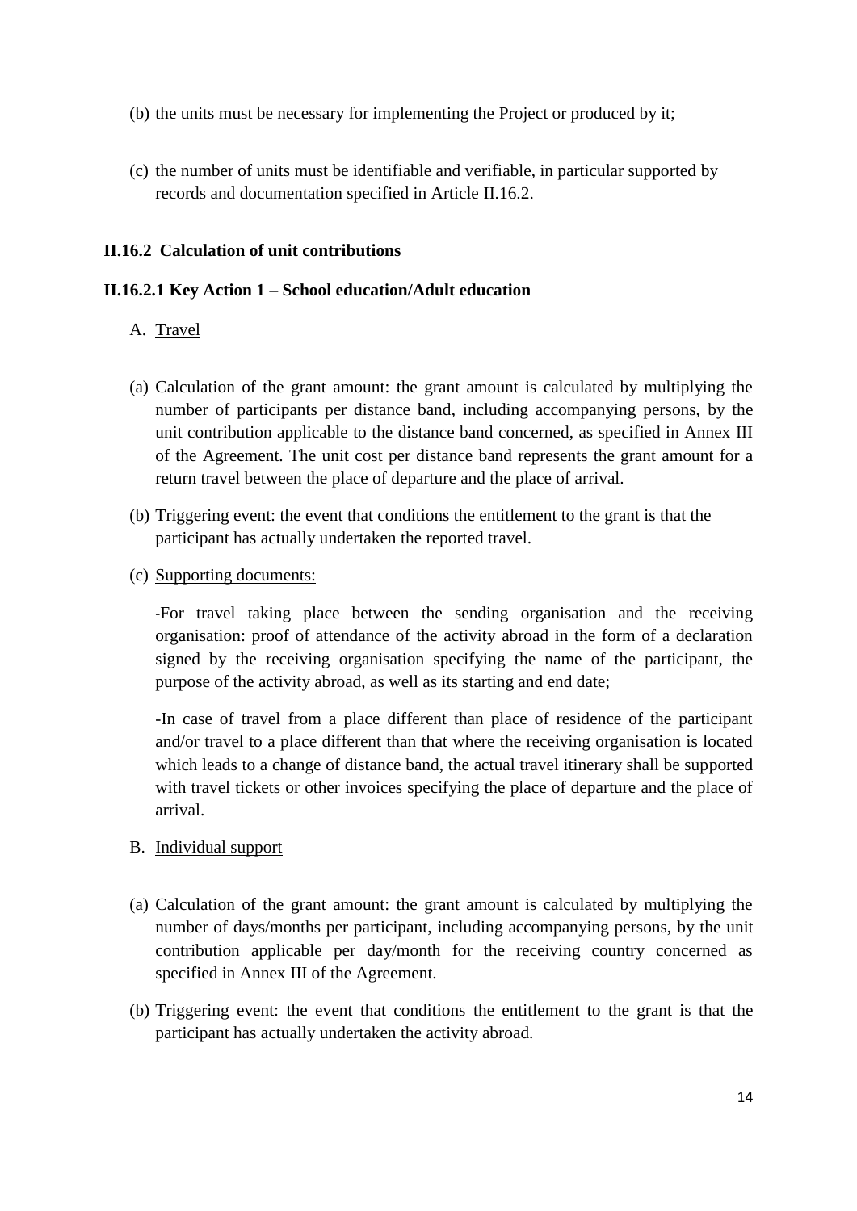(b) the units must be necessary for implementing the Project or produced by it;

(c) the number of units must be identifiable and verifiable, in particular supported by records and documentation specified in Article II.16.2.

### II.16.2 Calculation of unit contributions

#### II.16.2.1 Key Action 1 – School education/Adult education

A. Travel

(a) Calculation of the grant amount: the grant amount is calculated by multiplying the number of participants per distance band, including accompanying persons, by the unit contribution applicable to the distance band concerned, as specified in Annex III of the Agreement. The unit cost per distance band represents the grant amount for a return travel between the place of departure and the place of arrival.

(b) Triggering event: the event that conditions the entitlement to the grant is that the participant has actually undertaken the reported travel.

(c) Supporting documents:

-For travel taking place between the sending organisation and the receiving organisation: proof of attendance of the activity abroad in the form of a declaration signed by the receiving organisation specifying the name of the participant, the purpose of the activity abroad, as well as its starting and end date;

-In case of travel from a place different than place of residence of the participant and/or travel to a place different than that where the receiving organisation is located which leads to a change of distance band, the actual travel itinerary shall be supported with travel tickets or other invoices specifying the place of departure and the place of arrival.

B. Individual support

(a) Calculation of the grant amount: the grant amount is calculated by multiplying the number of days/months per participant, including accompanying persons, by the unit contribution applicable per day/month for the receiving country concerned as specified in Annex III of the Agreement.

(b) Triggering event: the event that conditions the entitlement to the grant is that the participant has actually undertaken the activity abroad.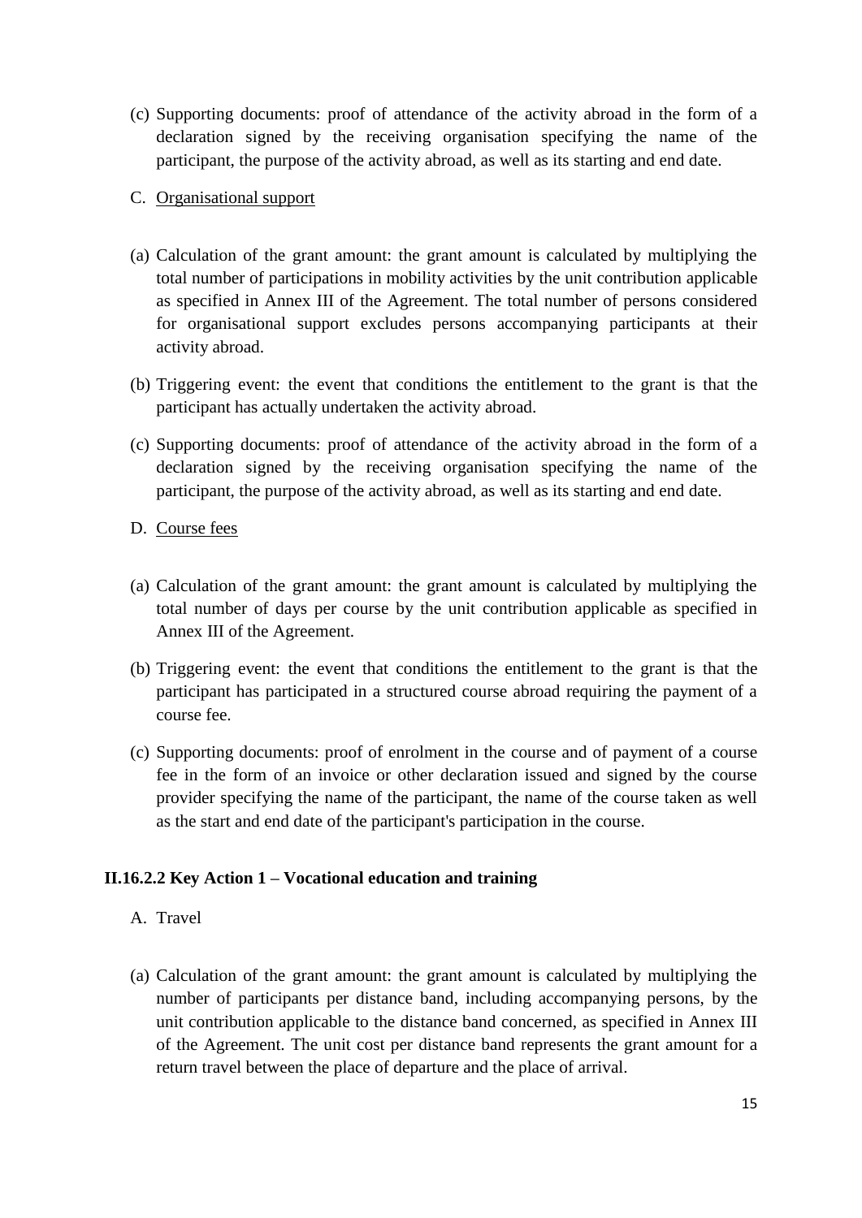(c) Supporting documents: proof of attendance of the activity abroad in the form of a declaration signed by the receiving organisation specifying the name of the participant, the purpose of the activity abroad, as well as its starting and end date.

C. <u>Organisational support</u>

(a) Calculation of the grant amount: the grant amount is calculated by multiplying the total number of participations in mobility activities by the unit contribution applicable as specified in Annex III of the Agreement. The total number of persons considered for organisational support excludes persons accompanying participants at their activity abroad.

(b) Triggering event: the event that conditions the entitlement to the grant is that the participant has actually undertaken the activity abroad.

(c) Supporting documents: proof of attendance of the activity abroad in the form of a declaration signed by the receiving organisation specifying the name of the participant, the purpose of the activity abroad, as well as its starting and end date.

D. <u>Course fees</u>

(a) Calculation of the grant amount: the grant amount is calculated by multiplying the total number of days per course by the unit contribution applicable as specified in Annex III of the Agreement.

(b) Triggering event: the event that conditions the entitlement to the grant is that the participant has participated in a structured course abroad requiring the payment of a course fee.

(c) Supporting documents: proof of enrolment in the course and of payment of a course fee in the form of an invoice or other declaration issued and signed by the course provider specifying the name of the participant, the name of the course taken as well as the start and end date of the participant's participation in the course.

#### II.16.2.2 Key Action 1 – Vocational education and training

A. Travel

(a) Calculation of the grant amount: the grant amount is calculated by multiplying the number of participants per distance band, including accompanying persons, by the unit contribution applicable to the distance band concerned, as specified in Annex III of the Agreement. The unit cost per distance band represents the grant amount for a return travel between the place of departure and the place of arrival.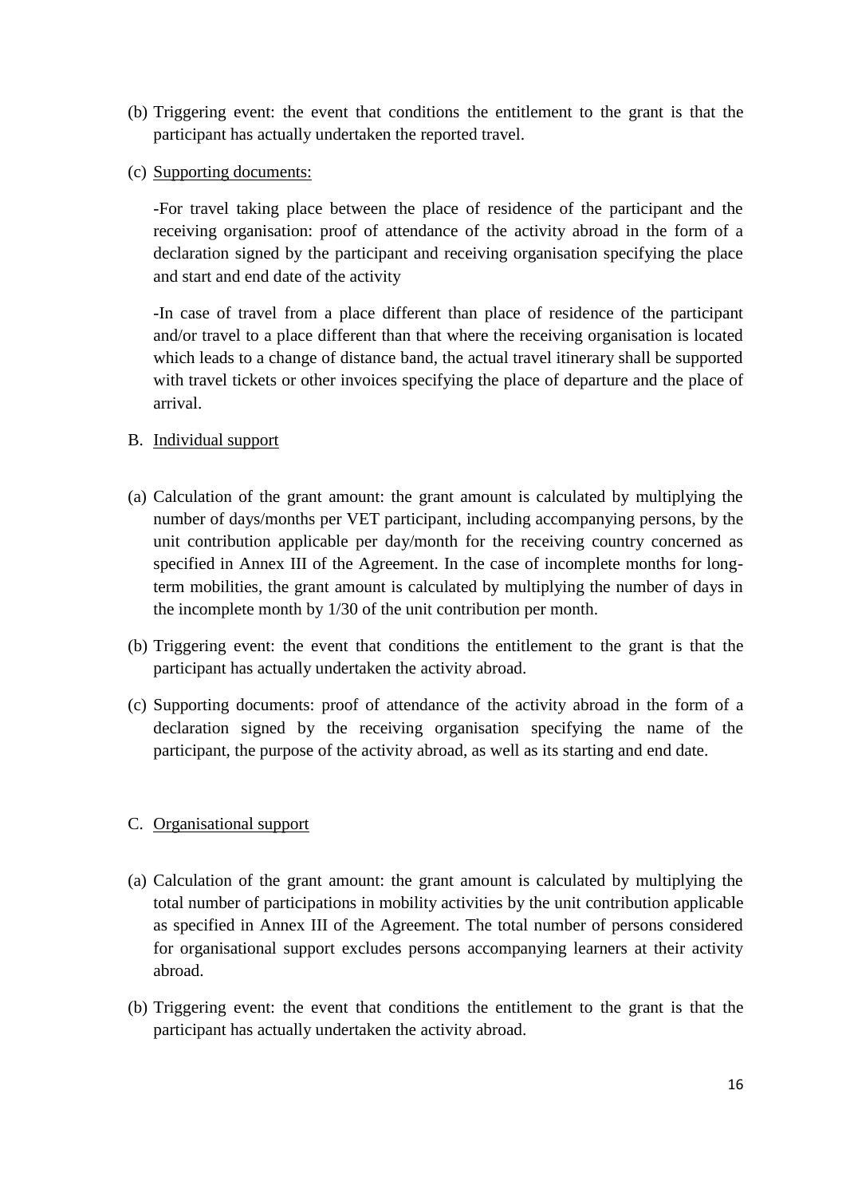(b) Triggering event: the event that conditions the entitlement to the grant is that the participant has actually undertaken the reported travel.

(c) Supporting documents:

-For travel taking place between the place of residence of the participant and the receiving organisation: proof of attendance of the activity abroad in the form of a declaration signed by the participant and receiving organisation specifying the place and start and end date of the activity

-In case of travel from a place different than place of residence of the participant and/or travel to a place different than that where the receiving organisation is located which leads to a change of distance band, the actual travel itinerary shall be supported with travel tickets or other invoices specifying the place of departure and the place of arrival.

B. Individual support

(a) Calculation of the grant amount: the grant amount is calculated by multiplying the number of days/months per VET participant, including accompanying persons, by the unit contribution applicable per day/month for the receiving country concerned as specified in Annex III of the Agreement. In the case of incomplete months for long-term mobilities, the grant amount is calculated by multiplying the number of days in the incomplete month by 1/30 of the unit contribution per month.

(b) Triggering event: the event that conditions the entitlement to the grant is that the participant has actually undertaken the activity abroad.

(c) Supporting documents: proof of attendance of the activity abroad in the form of a declaration signed by the receiving organisation specifying the name of the participant, the purpose of the activity abroad, as well as its starting and end date.

C. Organisational support

(a) Calculation of the grant amount: the grant amount is calculated by multiplying the total number of participations in mobility activities by the unit contribution applicable as specified in Annex III of the Agreement. The total number of persons considered for organisational support excludes persons accompanying learners at their activity abroad.

(b) Triggering event: the event that conditions the entitlement to the grant is that the participant has actually undertaken the activity abroad.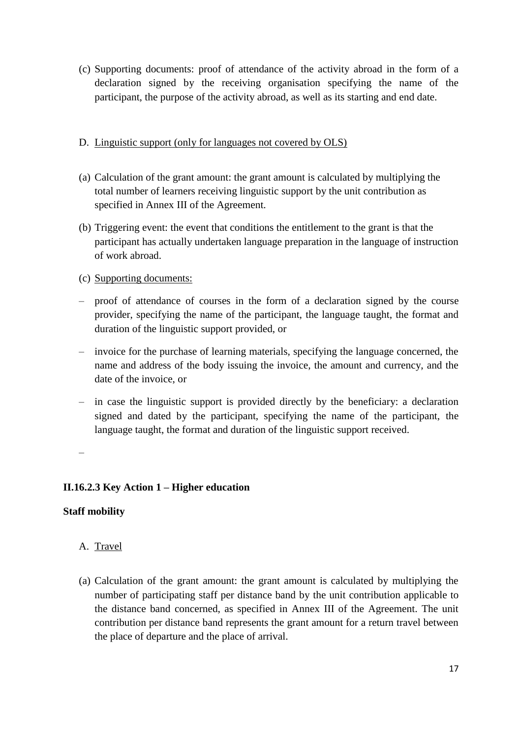(c) Supporting documents: proof of attendance of the activity abroad in the form of a declaration signed by the receiving organisation specifying the name of the participant, the purpose of the activity abroad, as well as its starting and end date.

D. Linguistic support (only for languages not covered by OLS)

(a) Calculation of the grant amount: the grant amount is calculated by multiplying the total number of learners receiving linguistic support by the unit contribution as specified in Annex III of the Agreement.

(b) Triggering event: the event that conditions the entitlement to the grant is that the participant has actually undertaken language preparation in the language of instruction of work abroad.

(c) Supporting documents:

– proof of attendance of courses in the form of a declaration signed by the course provider, specifying the name of the participant, the language taught, the format and duration of the linguistic support provided, or

– invoice for the purchase of learning materials, specifying the language concerned, the name and address of the body issuing the invoice, the amount and currency, and the date of the invoice, or

– in case the linguistic support is provided directly by the beneficiary: a declaration signed and dated by the participant, specifying the name of the participant, the language taught, the format and duration of the linguistic support received.

–

**II.16.2.3 Key Action 1 – Higher education**

**Staff mobility**

A. Travel

(a) Calculation of the grant amount: the grant amount is calculated by multiplying the number of participating staff per distance band by the unit contribution applicable to the distance band concerned, as specified in Annex III of the Agreement. The unit contribution per distance band represents the grant amount for a return travel between the place of departure and the place of arrival.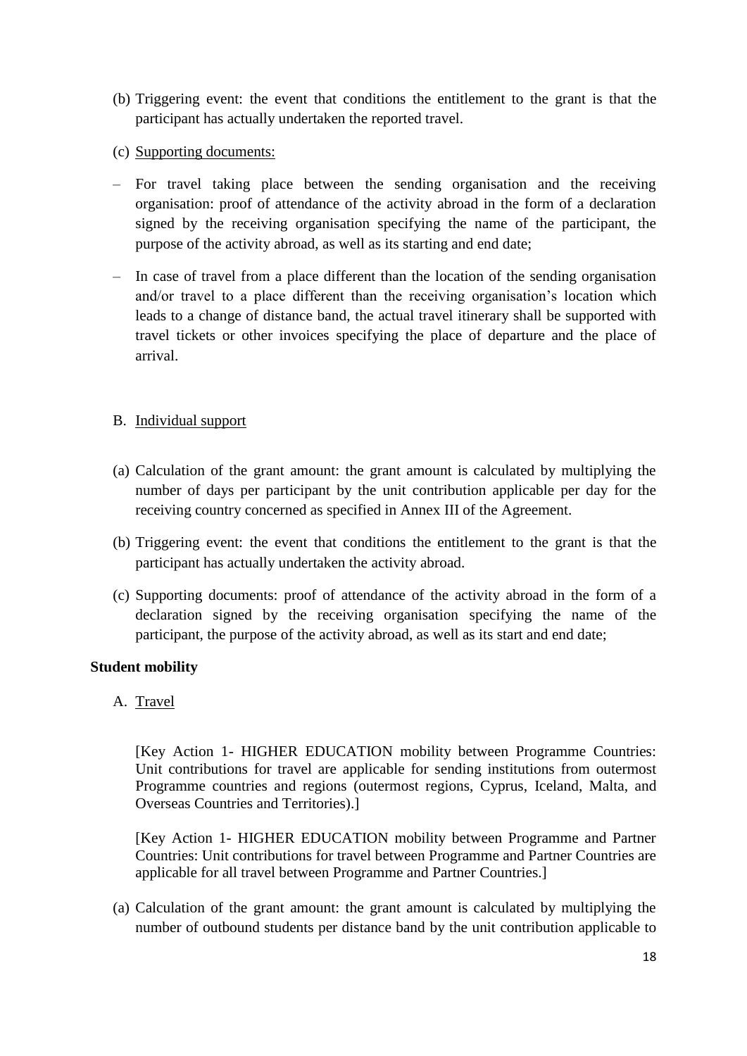(b) Triggering event: the event that conditions the entitlement to the grant is that the participant has actually undertaken the reported travel.

(c) Supporting documents:

- For travel taking place between the sending organisation and the receiving organisation: proof of attendance of the activity abroad in the form of a declaration signed by the receiving organisation specifying the name of the participant, the purpose of the activity abroad, as well as its starting and end date;
- In case of travel from a place different than the location of the sending organisation and/or travel to a place different than the receiving organisation's location which leads to a change of distance band, the actual travel itinerary shall be supported with travel tickets or other invoices specifying the place of departure and the place of arrival.

B. Individual support

(a) Calculation of the grant amount: the grant amount is calculated by multiplying the number of days per participant by the unit contribution applicable per day for the receiving country concerned as specified in Annex III of the Agreement.

(b) Triggering event: the event that conditions the entitlement to the grant is that the participant has actually undertaken the activity abroad.

(c) Supporting documents: proof of attendance of the activity abroad in the form of a declaration signed by the receiving organisation specifying the name of the participant, the purpose of the activity abroad, as well as its start and end date;

**Student mobility**

A. Travel

[Key Action 1- HIGHER EDUCATION mobility between Programme Countries: Unit contributions for travel are applicable for sending institutions from outermost Programme countries and regions (outermost regions, Cyprus, Iceland, Malta, and Overseas Countries and Territories).]

[Key Action 1- HIGHER EDUCATION mobility between Programme and Partner Countries: Unit contributions for travel between Programme and Partner Countries are applicable for all travel between Programme and Partner Countries.]

(a) Calculation of the grant amount: the grant amount is calculated by multiplying the number of outbound students per distance band by the unit contribution applicable to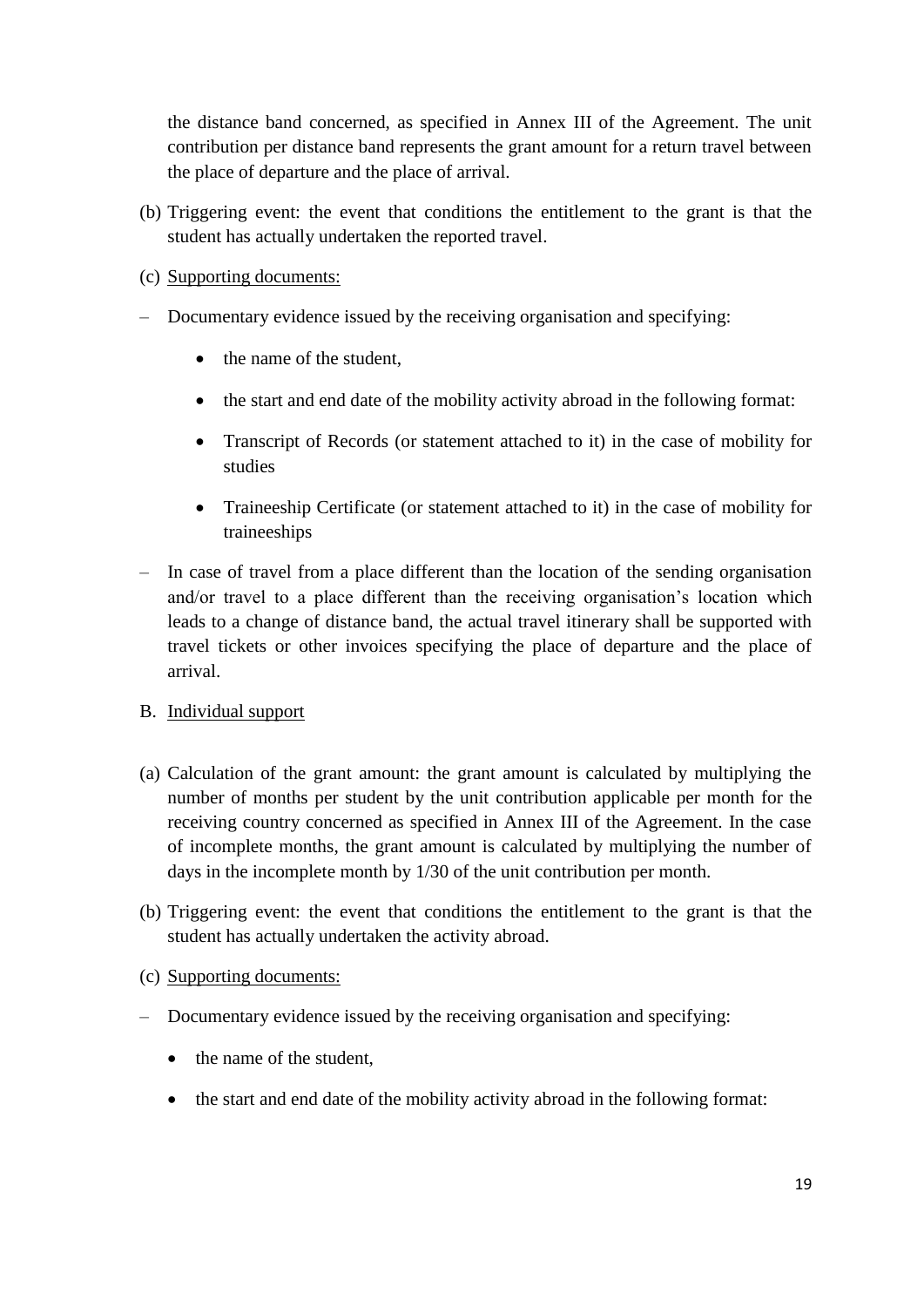the distance band concerned, as specified in Annex III of the Agreement. The unit contribution per distance band represents the grant amount for a return travel between the place of departure and the place of arrival.

(b) Triggering event: the event that conditions the entitlement to the grant is that the student has actually undertaken the reported travel.

(c) Supporting documents:

– Documentary evidence issued by the receiving organisation and specifying:

  - the name of the student,
  - the start and end date of the mobility activity abroad in the following format:
  - Transcript of Records (or statement attached to it) in the case of mobility for studies
  - Traineeship Certificate (or statement attached to it) in the case of mobility for traineeships

– In case of travel from a place different than the location of the sending organisation and/or travel to a place different than the receiving organisation's location which leads to a change of distance band, the actual travel itinerary shall be supported with travel tickets or other invoices specifying the place of departure and the place of arrival.

B. Individual support

(a) Calculation of the grant amount: the grant amount is calculated by multiplying the number of months per student by the unit contribution applicable per month for the receiving country concerned as specified in Annex III of the Agreement. In the case of incomplete months, the grant amount is calculated by multiplying the number of days in the incomplete month by 1/30 of the unit contribution per month.

(b) Triggering event: the event that conditions the entitlement to the grant is that the student has actually undertaken the activity abroad.

(c) Supporting documents:

– Documentary evidence issued by the receiving organisation and specifying:

  - the name of the student,
  - the start and end date of the mobility activity abroad in the following format: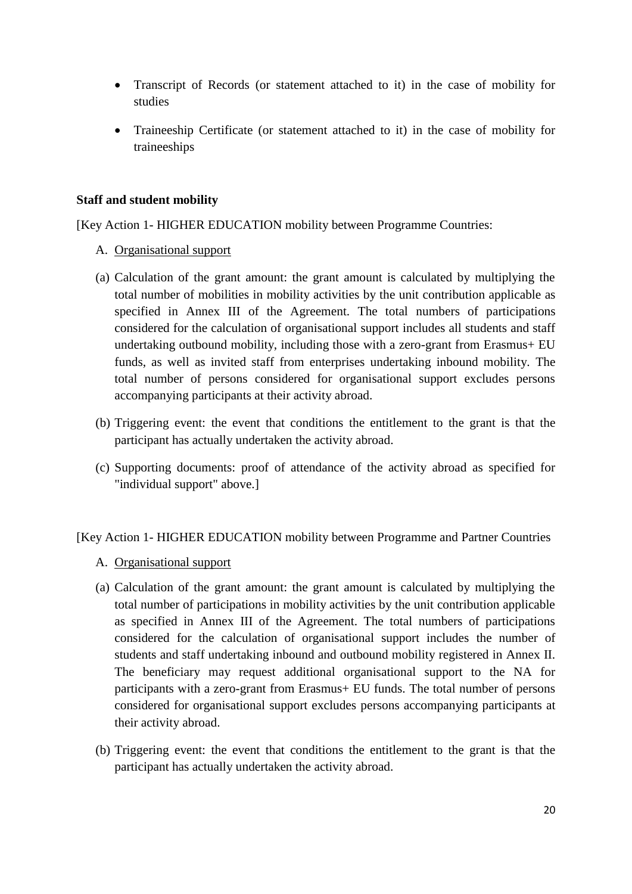- Transcript of Records (or statement attached to it) in the case of mobility for studies
- Traineeship Certificate (or statement attached to it) in the case of mobility for traineeships

**Staff and student mobility**

[Key Action 1- HIGHER EDUCATION mobility between Programme Countries:

A. Organisational support

(a) Calculation of the grant amount: the grant amount is calculated by multiplying the total number of mobilities in mobility activities by the unit contribution applicable as specified in Annex III of the Agreement. The total numbers of participations considered for the calculation of organisational support includes all students and staff undertaking outbound mobility, including those with a zero-grant from Erasmus+ EU funds, as well as invited staff from enterprises undertaking inbound mobility. The total number of persons considered for organisational support excludes persons accompanying participants at their activity abroad.

(b) Triggering event: the event that conditions the entitlement to the grant is that the participant has actually undertaken the activity abroad.

(c) Supporting documents: proof of attendance of the activity abroad as specified for "individual support" above.]

[Key Action 1- HIGHER EDUCATION mobility between Programme and Partner Countries

A. Organisational support

(a) Calculation of the grant amount: the grant amount is calculated by multiplying the total number of participations in mobility activities by the unit contribution applicable as specified in Annex III of the Agreement. The total numbers of participations considered for the calculation of organisational support includes the number of students and staff undertaking inbound and outbound mobility registered in Annex II. The beneficiary may request additional organisational support to the NA for participants with a zero-grant from Erasmus+ EU funds. The total number of persons considered for organisational support excludes persons accompanying participants at their activity abroad.

(b) Triggering event: the event that conditions the entitlement to the grant is that the participant has actually undertaken the activity abroad.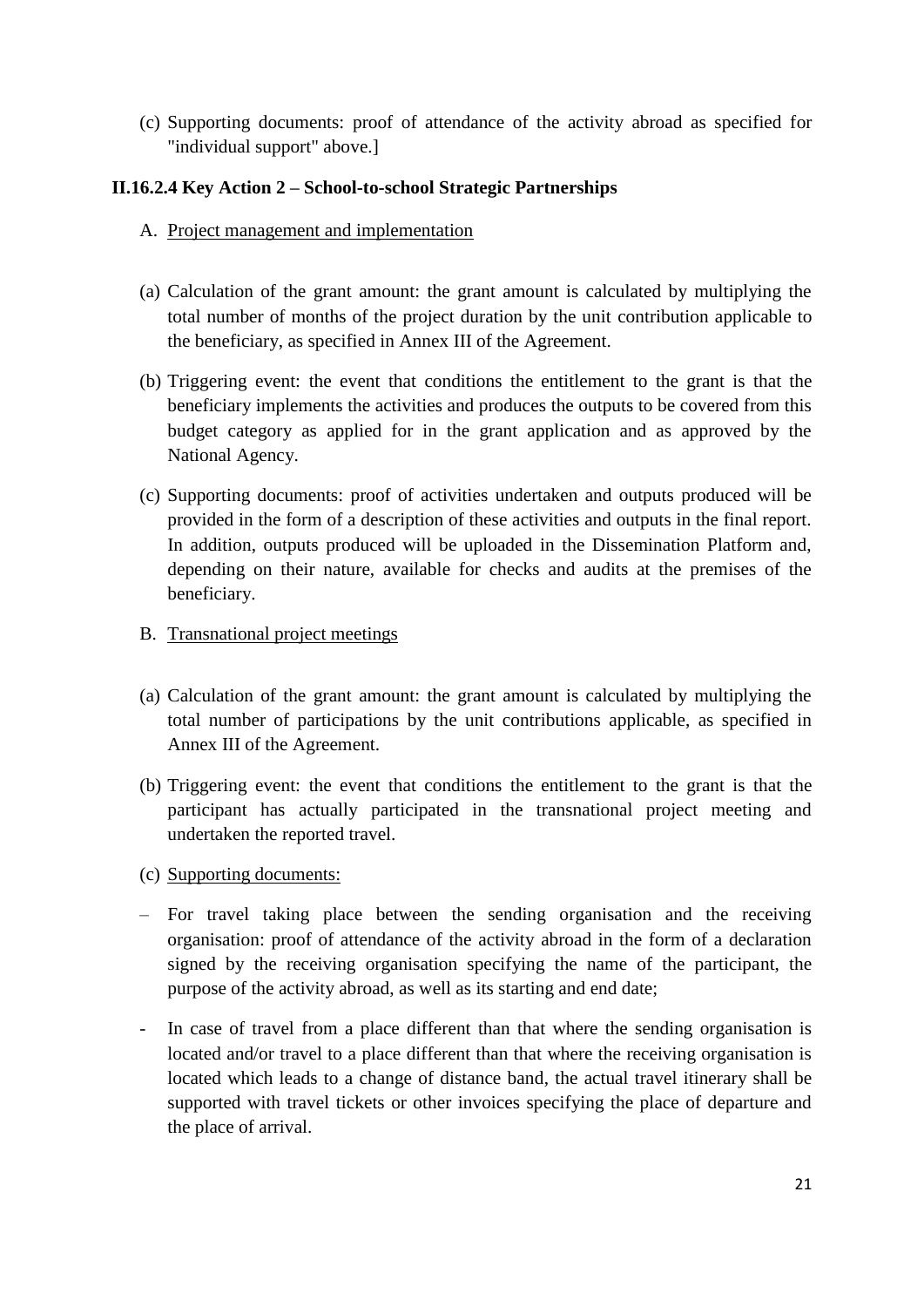(c) Supporting documents: proof of attendance of the activity abroad as specified for "individual support" above.]

### II.16.2.4 Key Action 2 – School-to-school Strategic Partnerships

A. <u>Project management and implementation</u>

(a) Calculation of the grant amount: the grant amount is calculated by multiplying the total number of months of the project duration by the unit contribution applicable to the beneficiary, as specified in Annex III of the Agreement.

(b) Triggering event: the event that conditions the entitlement to the grant is that the beneficiary implements the activities and produces the outputs to be covered from this budget category as applied for in the grant application and as approved by the National Agency.

(c) Supporting documents: proof of activities undertaken and outputs produced will be provided in the form of a description of these activities and outputs in the final report. In addition, outputs produced will be uploaded in the Dissemination Platform and, depending on their nature, available for checks and audits at the premises of the beneficiary.

B. <u>Transnational project meetings</u>

(a) Calculation of the grant amount: the grant amount is calculated by multiplying the total number of participations by the unit contributions applicable, as specified in Annex III of the Agreement.

(b) Triggering event: the event that conditions the entitlement to the grant is that the participant has actually participated in the transnational project meeting and undertaken the reported travel.

(c) <u>Supporting documents:</u>

– For travel taking place between the sending organisation and the receiving organisation: proof of attendance of the activity abroad in the form of a declaration signed by the receiving organisation specifying the name of the participant, the purpose of the activity abroad, as well as its starting and end date;

- In case of travel from a place different than that where the sending organisation is located and/or travel to a place different than that where the receiving organisation is located which leads to a change of distance band, the actual travel itinerary shall be supported with travel tickets or other invoices specifying the place of departure and the place of arrival.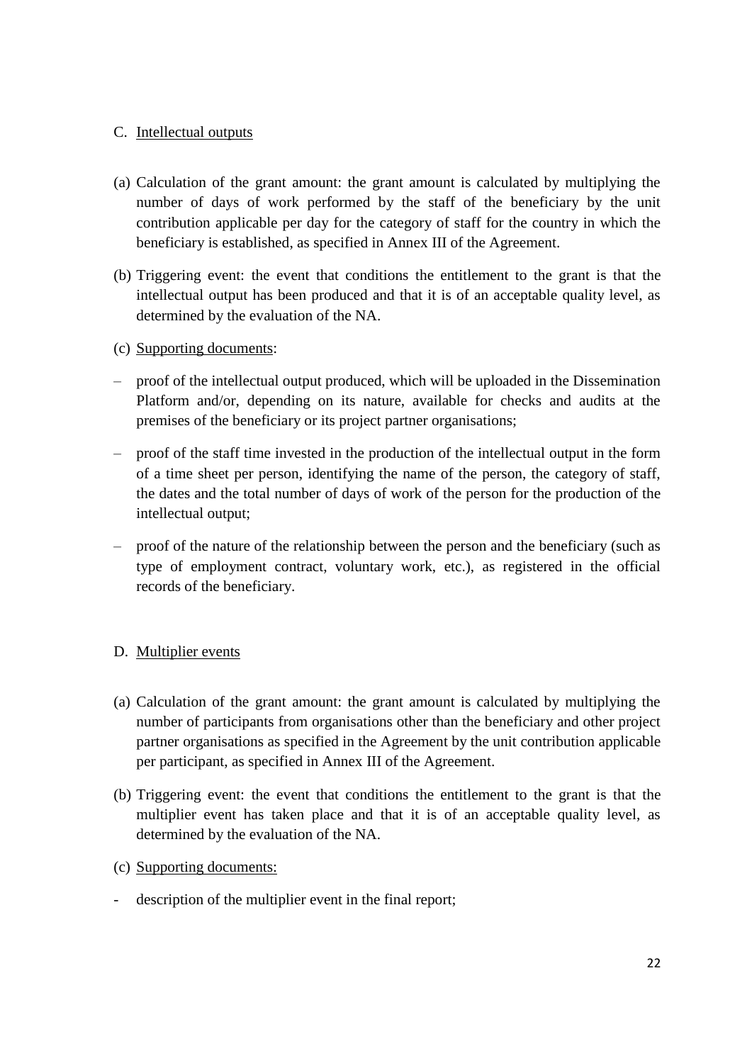C. Intellectual outputs

(a) Calculation of the grant amount: the grant amount is calculated by multiplying the number of days of work performed by the staff of the beneficiary by the unit contribution applicable per day for the category of staff for the country in which the beneficiary is established, as specified in Annex III of the Agreement.

(b) Triggering event: the event that conditions the entitlement to the grant is that the intellectual output has been produced and that it is of an acceptable quality level, as determined by the evaluation of the NA.

(c) Supporting documents:

– proof of the intellectual output produced, which will be uploaded in the Dissemination Platform and/or, depending on its nature, available for checks and audits at the premises of the beneficiary or its project partner organisations;

– proof of the staff time invested in the production of the intellectual output in the form of a time sheet per person, identifying the name of the person, the category of staff, the dates and the total number of days of work of the person for the production of the intellectual output;

– proof of the nature of the relationship between the person and the beneficiary (such as type of employment contract, voluntary work, etc.), as registered in the official records of the beneficiary.

D. Multiplier events

(a) Calculation of the grant amount: the grant amount is calculated by multiplying the number of participants from organisations other than the beneficiary and other project partner organisations as specified in the Agreement by the unit contribution applicable per participant, as specified in Annex III of the Agreement.

(b) Triggering event: the event that conditions the entitlement to the grant is that the multiplier event has taken place and that it is of an acceptable quality level, as determined by the evaluation of the NA.

(c) Supporting documents:

- description of the multiplier event in the final report;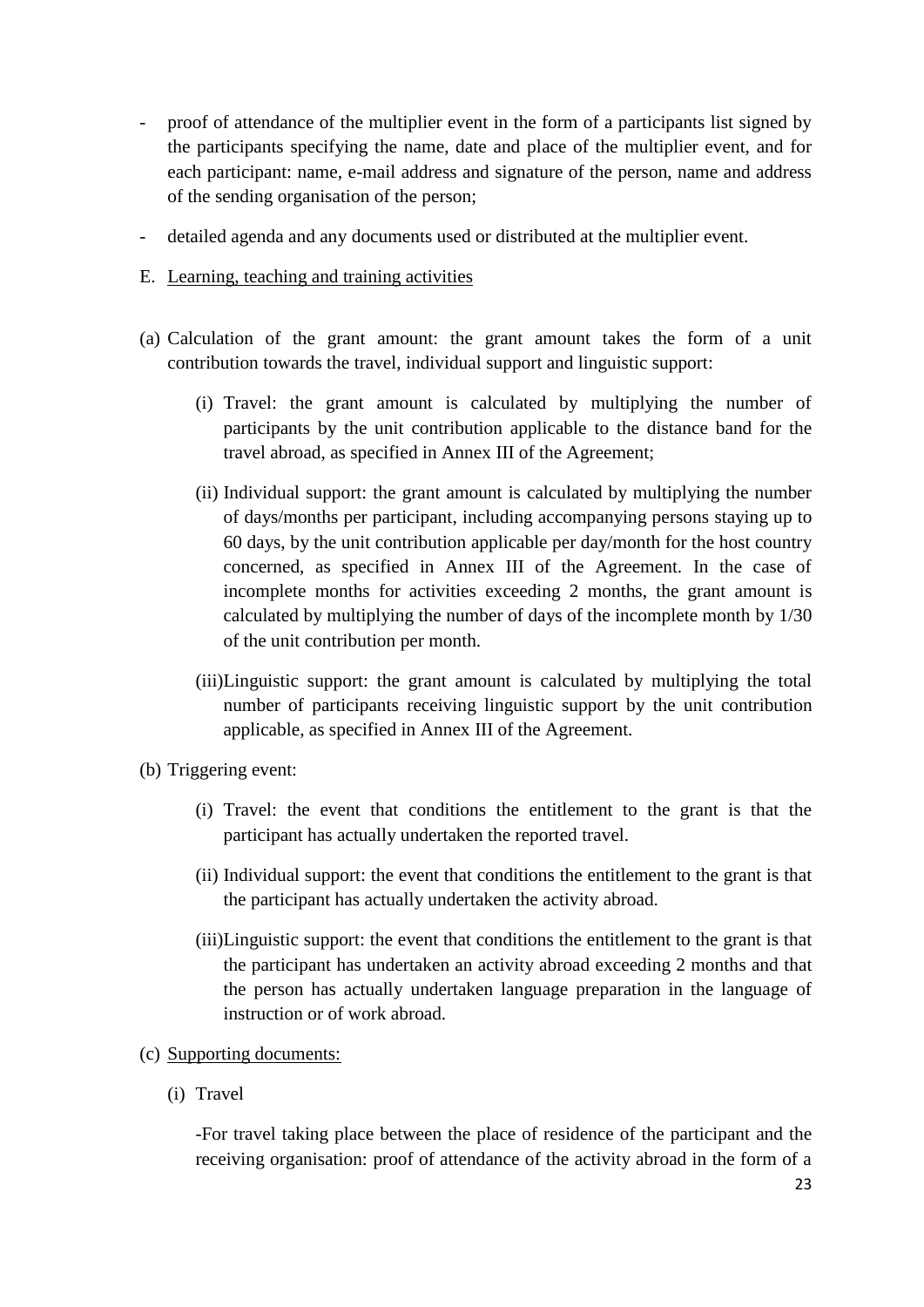- proof of attendance of the multiplier event in the form of a participants list signed by the participants specifying the name, date and place of the multiplier event, and for each participant: name, e-mail address and signature of the person, name and address of the sending organisation of the person;

- detailed agenda and any documents used or distributed at the multiplier event.

E. <u>Learning, teaching and training activities</u>

(a) Calculation of the grant amount: the grant amount takes the form of a unit contribution towards the travel, individual support and linguistic support:

   (i) Travel: the grant amount is calculated by multiplying the number of participants by the unit contribution applicable to the distance band for the travel abroad, as specified in Annex III of the Agreement;

   (ii) Individual support: the grant amount is calculated by multiplying the number of days/months per participant, including accompanying persons staying up to 60 days, by the unit contribution applicable per day/month for the host country concerned, as specified in Annex III of the Agreement. In the case of incomplete months for activities exceeding 2 months, the grant amount is calculated by multiplying the number of days of the incomplete month by 1/30 of the unit contribution per month.

   (iii)Linguistic support: the grant amount is calculated by multiplying the total number of participants receiving linguistic support by the unit contribution applicable, as specified in Annex III of the Agreement.

(b) Triggering event:

   (i) Travel: the event that conditions the entitlement to the grant is that the participant has actually undertaken the reported travel.

   (ii) Individual support: the event that conditions the entitlement to the grant is that the participant has actually undertaken the activity abroad.

   (iii)Linguistic support: the event that conditions the entitlement to the grant is that the participant has undertaken an activity abroad exceeding 2 months and that the person has actually undertaken language preparation in the language of instruction or of work abroad.

(c) <u>Supporting documents:</u>

   (i) Travel

   -For travel taking place between the place of residence of the participant and the receiving organisation: proof of attendance of the activity abroad in the form of a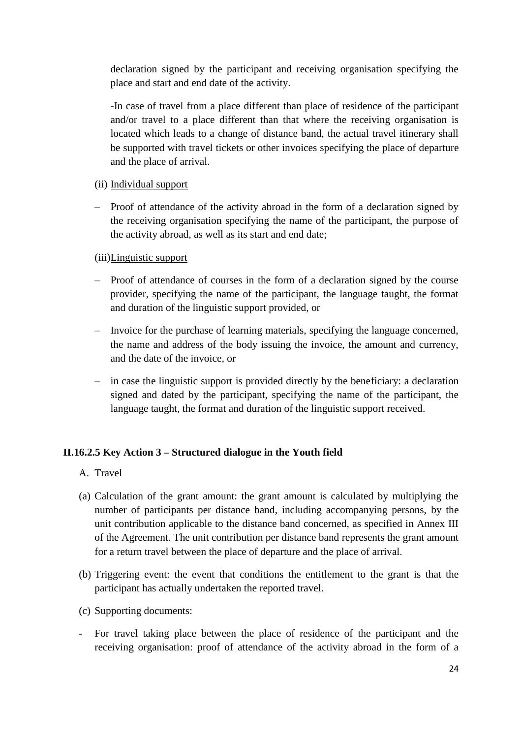declaration signed by the participant and receiving organisation specifying the place and start and end date of the activity.

-In case of travel from a place different than place of residence of the participant and/or travel to a place different than that where the receiving organisation is located which leads to a change of distance band, the actual travel itinerary shall be supported with travel tickets or other invoices specifying the place of departure and the place of arrival.

(ii) Individual support

– Proof of attendance of the activity abroad in the form of a declaration signed by the receiving organisation specifying the name of the participant, the purpose of the activity abroad, as well as its start and end date;

(iii)Linguistic support

– Proof of attendance of courses in the form of a declaration signed by the course provider, specifying the name of the participant, the language taught, the format and duration of the linguistic support provided, or

– Invoice for the purchase of learning materials, specifying the language concerned, the name and address of the body issuing the invoice, the amount and currency, and the date of the invoice, or

– in case the linguistic support is provided directly by the beneficiary: a declaration signed and dated by the participant, specifying the name of the participant, the language taught, the format and duration of the linguistic support received.

### II.16.2.5 Key Action 3 – Structured dialogue in the Youth field

A. Travel

(a) Calculation of the grant amount: the grant amount is calculated by multiplying the number of participants per distance band, including accompanying persons, by the unit contribution applicable to the distance band concerned, as specified in Annex III of the Agreement. The unit contribution per distance band represents the grant amount for a return travel between the place of departure and the place of arrival.

(b) Triggering event: the event that conditions the entitlement to the grant is that the participant has actually undertaken the reported travel.

(c) Supporting documents:

- For travel taking place between the place of residence of the participant and the receiving organisation: proof of attendance of the activity abroad in the form of a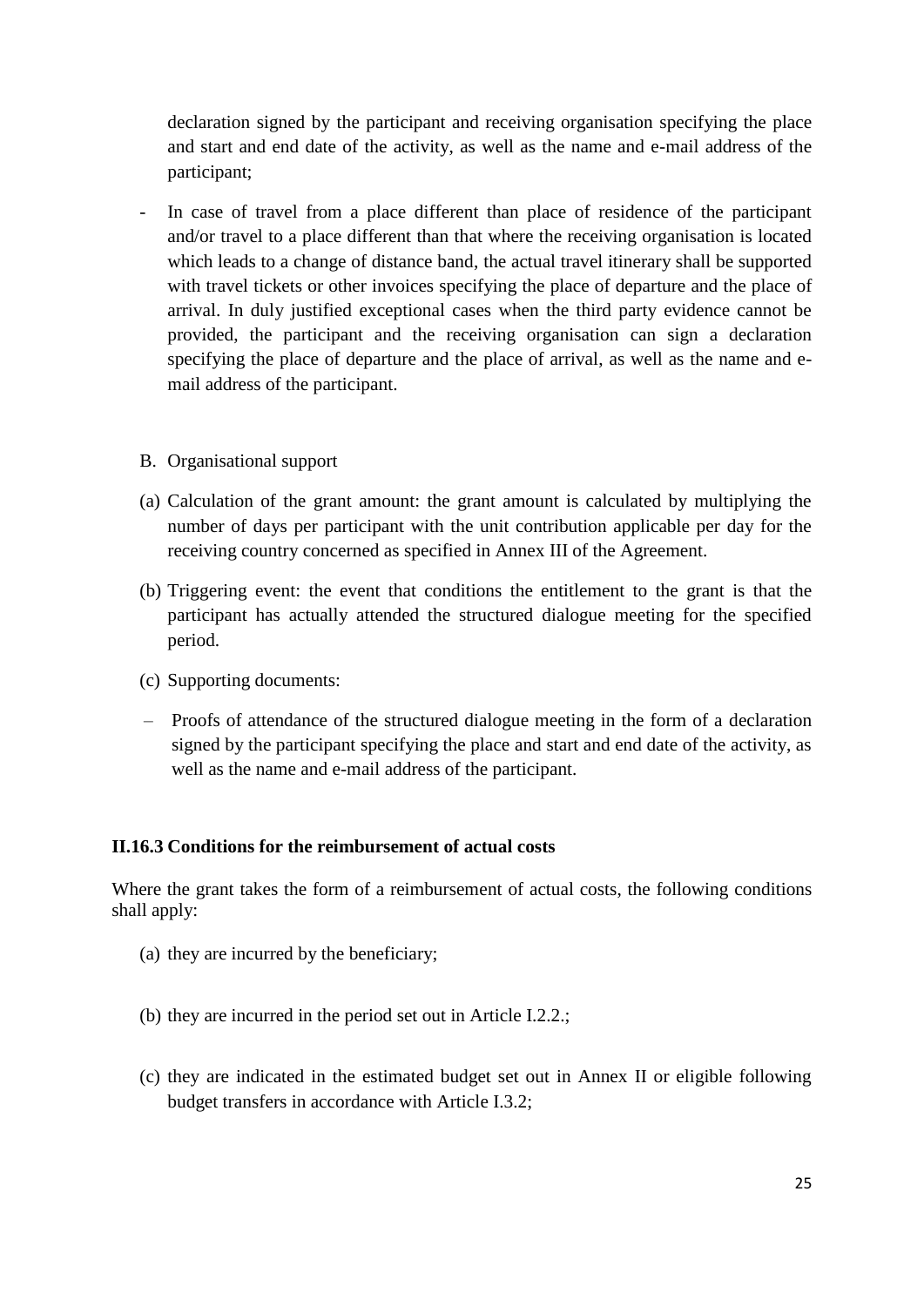declaration signed by the participant and receiving organisation specifying the place and start and end date of the activity, as well as the name and e-mail address of the participant;

- In case of travel from a place different than place of residence of the participant and/or travel to a place different than that where the receiving organisation is located which leads to a change of distance band, the actual travel itinerary shall be supported with travel tickets or other invoices specifying the place of departure and the place of arrival. In duly justified exceptional cases when the third party evidence cannot be provided, the participant and the receiving organisation can sign a declaration specifying the place of departure and the place of arrival, as well as the name and e-mail address of the participant.

B. Organisational support

(a) Calculation of the grant amount: the grant amount is calculated by multiplying the number of days per participant with the unit contribution applicable per day for the receiving country concerned as specified in Annex III of the Agreement.

(b) Triggering event: the event that conditions the entitlement to the grant is that the participant has actually attended the structured dialogue meeting for the specified period.

(c) Supporting documents:

– Proofs of attendance of the structured dialogue meeting in the form of a declaration signed by the participant specifying the place and start and end date of the activity, as well as the name and e-mail address of the participant.

**II.16.3 Conditions for the reimbursement of actual costs**

Where the grant takes the form of a reimbursement of actual costs, the following conditions shall apply:

(a) they are incurred by the beneficiary;

(b) they are incurred in the period set out in Article I.2.2.;

(c) they are indicated in the estimated budget set out in Annex II or eligible following budget transfers in accordance with Article I.3.2;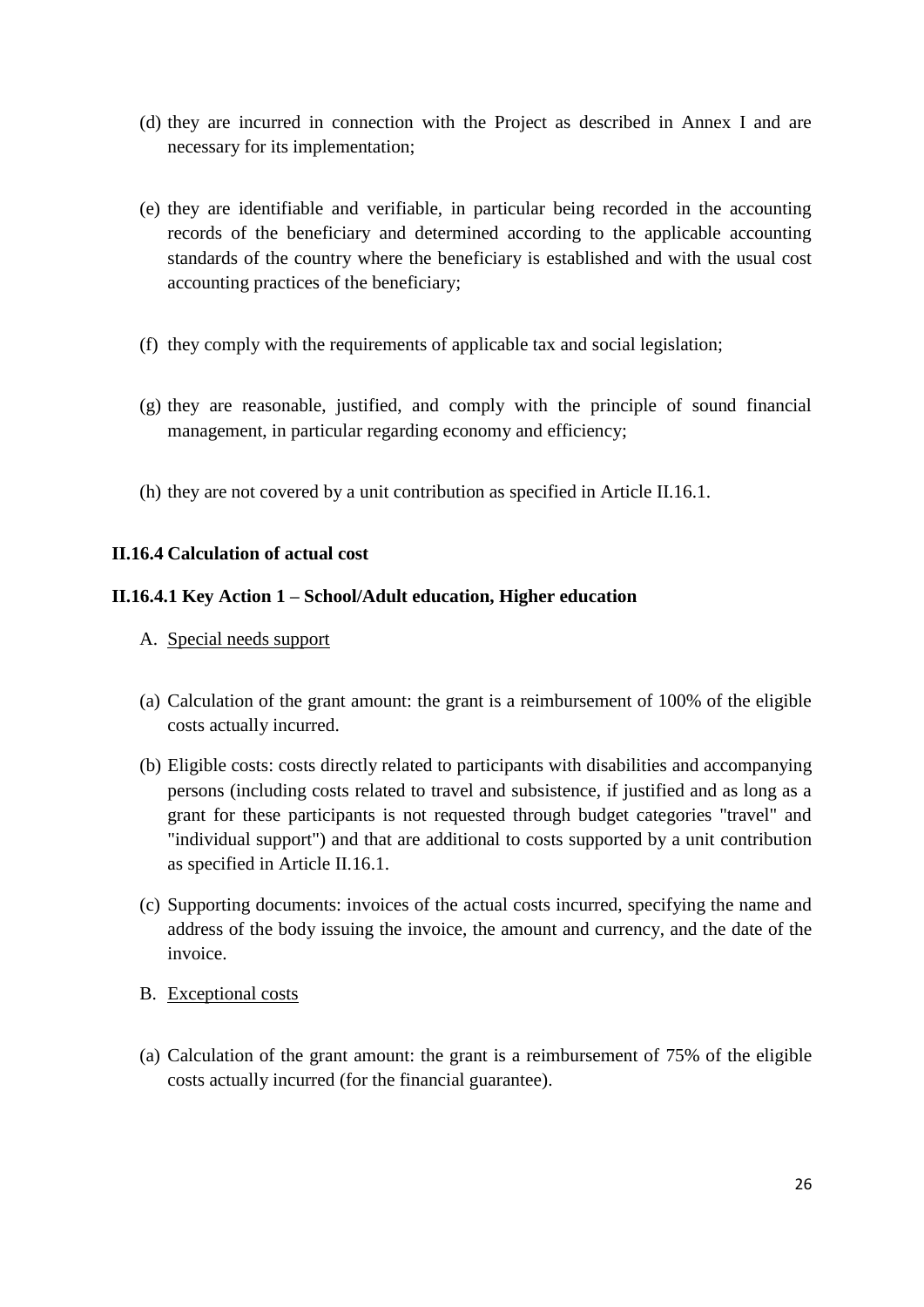(d) they are incurred in connection with the Project as described in Annex I and are necessary for its implementation;

(e) they are identifiable and verifiable, in particular being recorded in the accounting records of the beneficiary and determined according to the applicable accounting standards of the country where the beneficiary is established and with the usual cost accounting practices of the beneficiary;

(f) they comply with the requirements of applicable tax and social legislation;

(g) they are reasonable, justified, and comply with the principle of sound financial management, in particular regarding economy and efficiency;

(h) they are not covered by a unit contribution as specified in Article II.16.1.

### II.16.4 Calculation of actual cost

#### II.16.4.1 Key Action 1 – School/Adult education, Higher education

A. Special needs support

(a) Calculation of the grant amount: the grant is a reimbursement of 100% of the eligible costs actually incurred.

(b) Eligible costs: costs directly related to participants with disabilities and accompanying persons (including costs related to travel and subsistence, if justified and as long as a grant for these participants is not requested through budget categories "travel" and "individual support") and that are additional to costs supported by a unit contribution as specified in Article II.16.1.

(c) Supporting documents: invoices of the actual costs incurred, specifying the name and address of the body issuing the invoice, the amount and currency, and the date of the invoice.

B. Exceptional costs

(a) Calculation of the grant amount: the grant is a reimbursement of 75% of the eligible costs actually incurred (for the financial guarantee).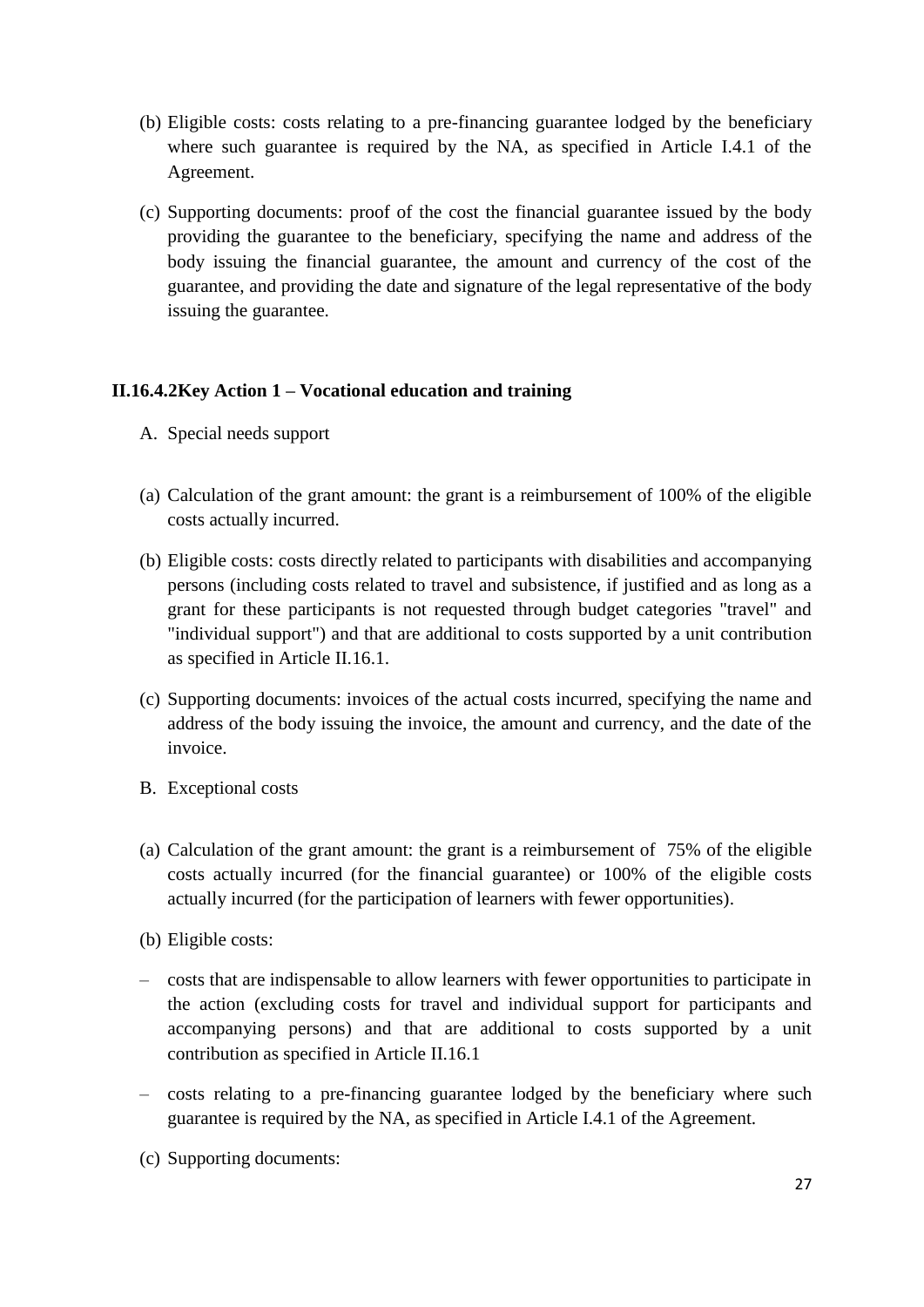(b) Eligible costs: costs relating to a pre-financing guarantee lodged by the beneficiary where such guarantee is required by the NA, as specified in Article I.4.1 of the Agreement.

(c) Supporting documents: proof of the cost the financial guarantee issued by the body providing the guarantee to the beneficiary, specifying the name and address of the body issuing the financial guarantee, the amount and currency of the cost of the guarantee, and providing the date and signature of the legal representative of the body issuing the guarantee.

### II.16.4.2Key Action 1 – Vocational education and training

A. Special needs support

(a) Calculation of the grant amount: the grant is a reimbursement of 100% of the eligible costs actually incurred.

(b) Eligible costs: costs directly related to participants with disabilities and accompanying persons (including costs related to travel and subsistence, if justified and as long as a grant for these participants is not requested through budget categories "travel" and "individual support") and that are additional to costs supported by a unit contribution as specified in Article II.16.1.

(c) Supporting documents: invoices of the actual costs incurred, specifying the name and address of the body issuing the invoice, the amount and currency, and the date of the invoice.

B. Exceptional costs

(a) Calculation of the grant amount: the grant is a reimbursement of 75% of the eligible costs actually incurred (for the financial guarantee) or 100% of the eligible costs actually incurred (for the participation of learners with fewer opportunities).

(b) Eligible costs:

– costs that are indispensable to allow learners with fewer opportunities to participate in the action (excluding costs for travel and individual support for participants and accompanying persons) and that are additional to costs supported by a unit contribution as specified in Article II.16.1

– costs relating to a pre-financing guarantee lodged by the beneficiary where such guarantee is required by the NA, as specified in Article I.4.1 of the Agreement.

(c) Supporting documents: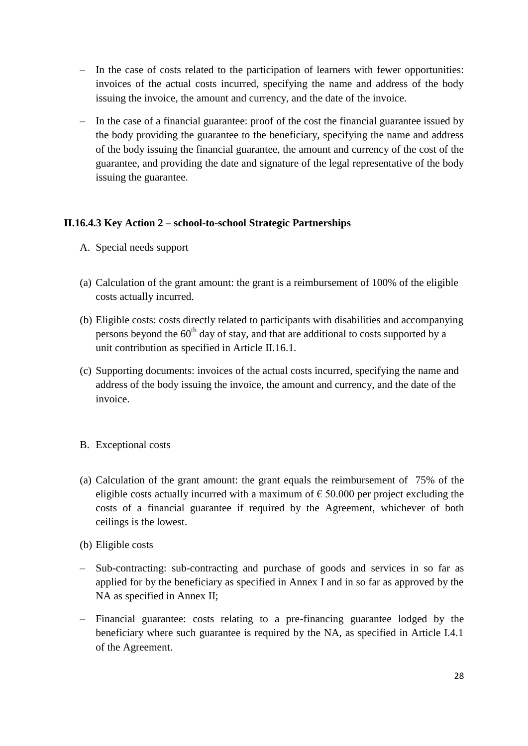- In the case of costs related to the participation of learners with fewer opportunities: invoices of the actual costs incurred, specifying the name and address of the body issuing the invoice, the amount and currency, and the date of the invoice.
- In the case of a financial guarantee: proof of the cost the financial guarantee issued by the body providing the guarantee to the beneficiary, specifying the name and address of the body issuing the financial guarantee, the amount and currency of the cost of the guarantee, and providing the date and signature of the legal representative of the body issuing the guarantee.

### II.16.4.3 Key Action 2 – school-to-school Strategic Partnerships

A. Special needs support

(a) Calculation of the grant amount: the grant is a reimbursement of 100% of the eligible costs actually incurred.

(b) Eligible costs: costs directly related to participants with disabilities and accompanying persons beyond the 60th day of stay, and that are additional to costs supported by a unit contribution as specified in Article II.16.1.

(c) Supporting documents: invoices of the actual costs incurred, specifying the name and address of the body issuing the invoice, the amount and currency, and the date of the invoice.

B. Exceptional costs

(a) Calculation of the grant amount: the grant equals the reimbursement of 75% of the eligible costs actually incurred with a maximum of € 50.000 per project excluding the costs of a financial guarantee if required by the Agreement, whichever of both ceilings is the lowest.

(b) Eligible costs

- Sub-contracting: sub-contracting and purchase of goods and services in so far as applied for by the beneficiary as specified in Annex I and in so far as approved by the NA as specified in Annex II;
- Financial guarantee: costs relating to a pre-financing guarantee lodged by the beneficiary where such guarantee is required by the NA, as specified in Article I.4.1 of the Agreement.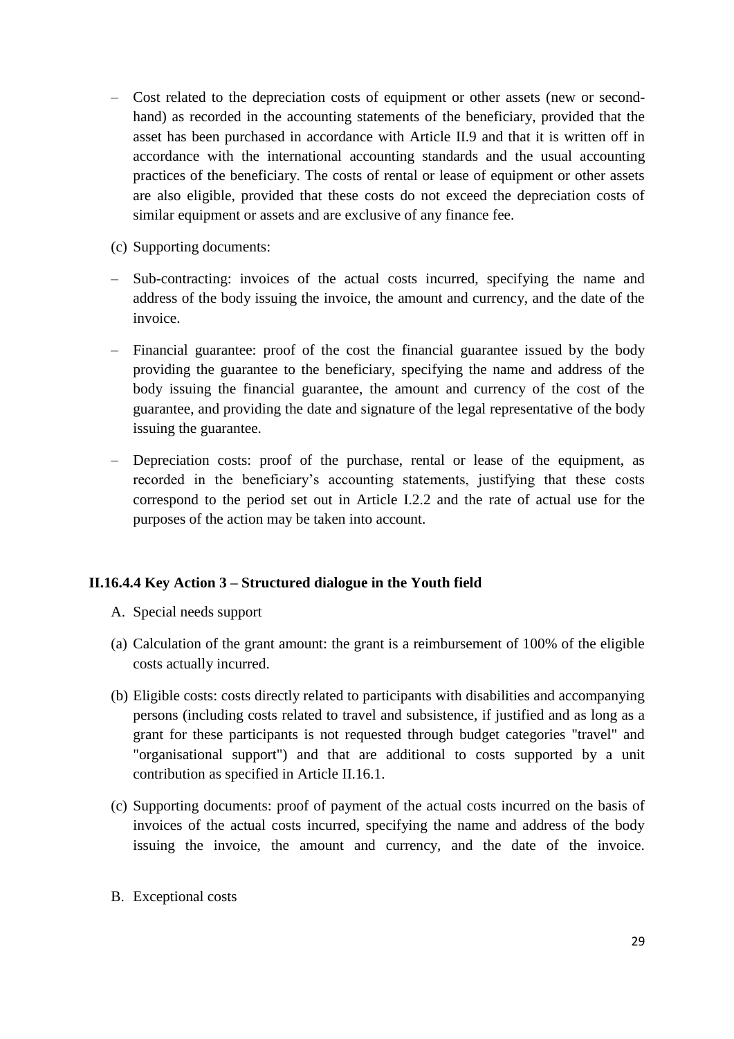– Cost related to the depreciation costs of equipment or other assets (new or second-hand) as recorded in the accounting statements of the beneficiary, provided that the asset has been purchased in accordance with Article II.9 and that it is written off in accordance with the international accounting standards and the usual accounting practices of the beneficiary. The costs of rental or lease of equipment or other assets are also eligible, provided that these costs do not exceed the depreciation costs of similar equipment or assets and are exclusive of any finance fee.

(c) Supporting documents:

– Sub-contracting: invoices of the actual costs incurred, specifying the name and address of the body issuing the invoice, the amount and currency, and the date of the invoice.

– Financial guarantee: proof of the cost the financial guarantee issued by the body providing the guarantee to the beneficiary, specifying the name and address of the body issuing the financial guarantee, the amount and currency of the cost of the guarantee, and providing the date and signature of the legal representative of the body issuing the guarantee.

– Depreciation costs: proof of the purchase, rental or lease of the equipment, as recorded in the beneficiary's accounting statements, justifying that these costs correspond to the period set out in Article I.2.2 and the rate of actual use for the purposes of the action may be taken into account.

**II.16.4.4 Key Action 3 – Structured dialogue in the Youth field**

A. Special needs support

(a) Calculation of the grant amount: the grant is a reimbursement of 100% of the eligible costs actually incurred.

(b) Eligible costs: costs directly related to participants with disabilities and accompanying persons (including costs related to travel and subsistence, if justified and as long as a grant for these participants is not requested through budget categories "travel" and "organisational support") and that are additional to costs supported by a unit contribution as specified in Article II.16.1.

(c) Supporting documents: proof of payment of the actual costs incurred on the basis of invoices of the actual costs incurred, specifying the name and address of the body issuing the invoice, the amount and currency, and the date of the invoice.

B. Exceptional costs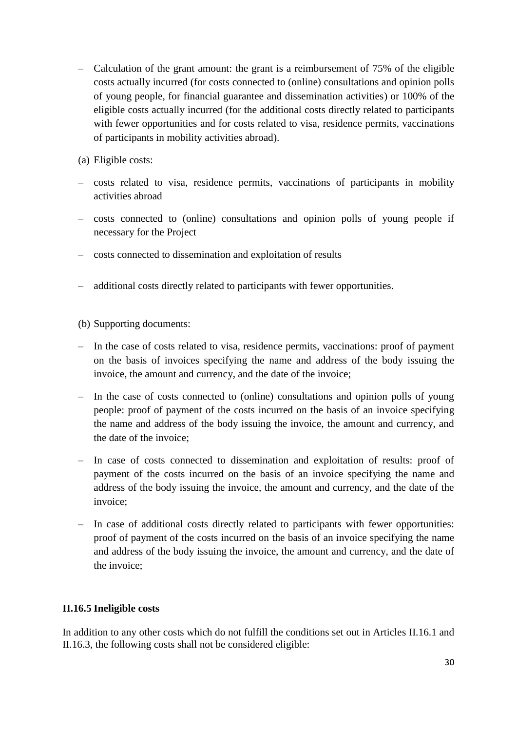– Calculation of the grant amount: the grant is a reimbursement of 75% of the eligible costs actually incurred (for costs connected to (online) consultations and opinion polls of young people, for financial guarantee and dissemination activities) or 100% of the eligible costs actually incurred (for the additional costs directly related to participants with fewer opportunities and for costs related to visa, residence permits, vaccinations of participants in mobility activities abroad).

(a) Eligible costs:

– costs related to visa, residence permits, vaccinations of participants in mobility activities abroad

– costs connected to (online) consultations and opinion polls of young people if necessary for the Project

– costs connected to dissemination and exploitation of results

– additional costs directly related to participants with fewer opportunities.

(b) Supporting documents:

– In the case of costs related to visa, residence permits, vaccinations: proof of payment on the basis of invoices specifying the name and address of the body issuing the invoice, the amount and currency, and the date of the invoice;

– In the case of costs connected to (online) consultations and opinion polls of young people: proof of payment of the costs incurred on the basis of an invoice specifying the name and address of the body issuing the invoice, the amount and currency, and the date of the invoice;

– In case of costs connected to dissemination and exploitation of results: proof of payment of the costs incurred on the basis of an invoice specifying the name and address of the body issuing the invoice, the amount and currency, and the date of the invoice;

– In case of additional costs directly related to participants with fewer opportunities: proof of payment of the costs incurred on the basis of an invoice specifying the name and address of the body issuing the invoice, the amount and currency, and the date of the invoice;

### II.16.5 Ineligible costs

In addition to any other costs which do not fulfill the conditions set out in Articles II.16.1 and II.16.3, the following costs shall not be considered eligible: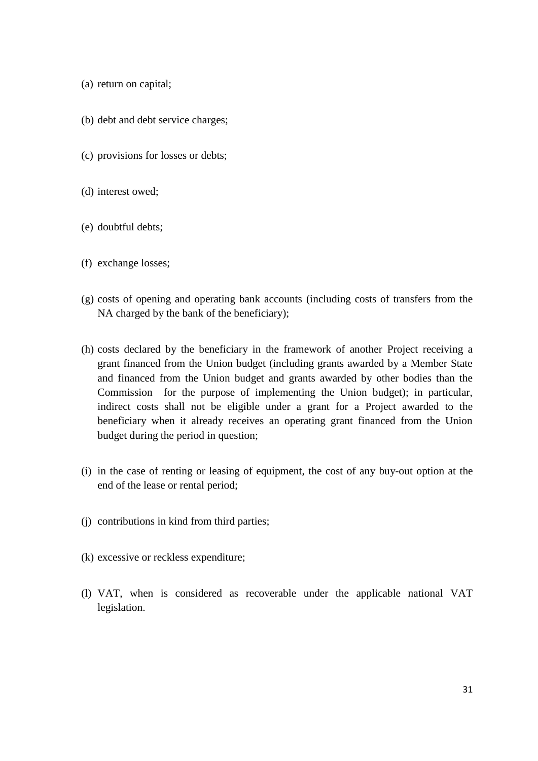(a) return on capital;

(b) debt and debt service charges;

(c) provisions for losses or debts;

(d) interest owed;

(e) doubtful debts;

(f) exchange losses;

(g) costs of opening and operating bank accounts (including costs of transfers from the NA charged by the bank of the beneficiary);

(h) costs declared by the beneficiary in the framework of another Project receiving a grant financed from the Union budget (including grants awarded by a Member State and financed from the Union budget and grants awarded by other bodies than the Commission for the purpose of implementing the Union budget); in particular, indirect costs shall not be eligible under a grant for a Project awarded to the beneficiary when it already receives an operating grant financed from the Union budget during the period in question;

(i) in the case of renting or leasing of equipment, the cost of any buy-out option at the end of the lease or rental period;

(j) contributions in kind from third parties;

(k) excessive or reckless expenditure;

(l) VAT, when is considered as recoverable under the applicable national VAT legislation.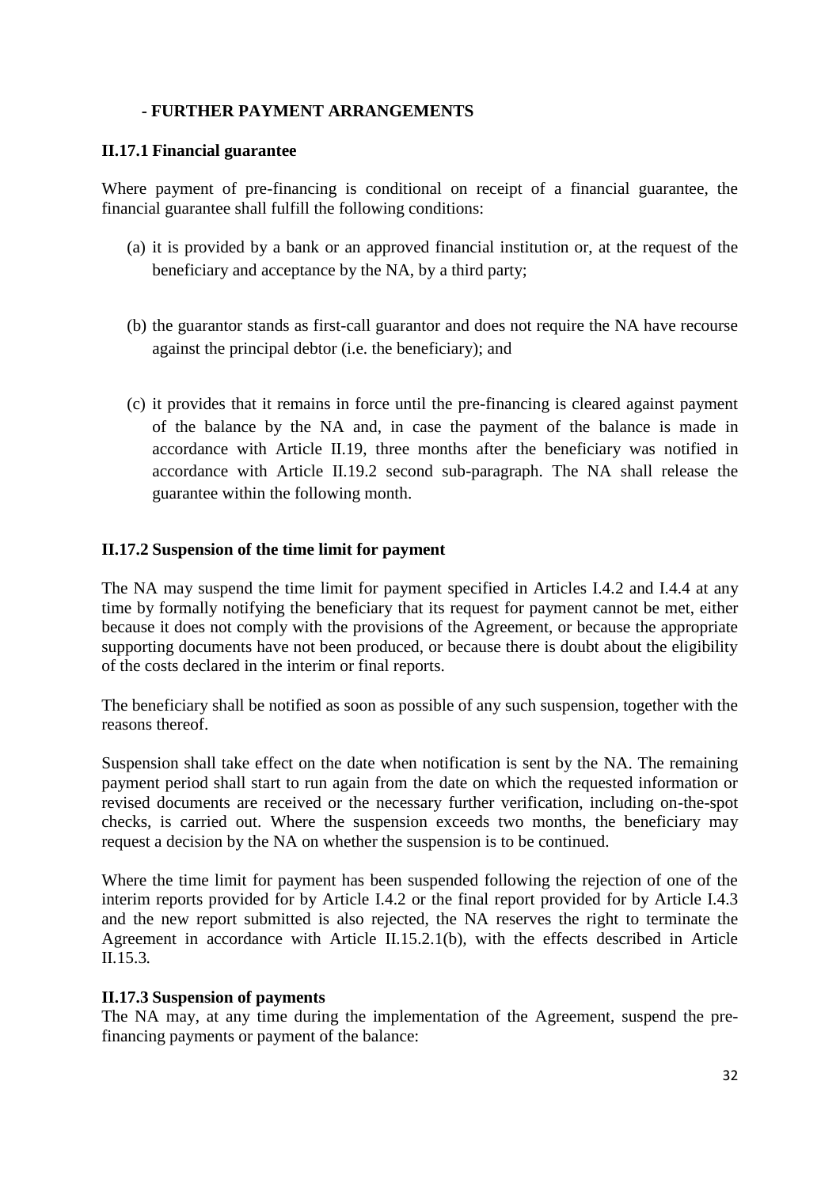### - FURTHER PAYMENT ARRANGEMENTS

#### II.17.1 Financial guarantee

Where payment of pre-financing is conditional on receipt of a financial guarantee, the financial guarantee shall fulfill the following conditions:

(a) it is provided by a bank or an approved financial institution or, at the request of the beneficiary and acceptance by the NA, by a third party;

(b) the guarantor stands as first-call guarantor and does not require the NA have recourse against the principal debtor (i.e. the beneficiary); and

(c) it provides that it remains in force until the pre-financing is cleared against payment of the balance by the NA and, in case the payment of the balance is made in accordance with Article II.19, three months after the beneficiary was notified in accordance with Article II.19.2 second sub-paragraph. The NA shall release the guarantee within the following month.

#### II.17.2 Suspension of the time limit for payment

The NA may suspend the time limit for payment specified in Articles I.4.2 and I.4.4 at any time by formally notifying the beneficiary that its request for payment cannot be met, either because it does not comply with the provisions of the Agreement, or because the appropriate supporting documents have not been produced, or because there is doubt about the eligibility of the costs declared in the interim or final reports.

The beneficiary shall be notified as soon as possible of any such suspension, together with the reasons thereof.

Suspension shall take effect on the date when notification is sent by the NA. The remaining payment period shall start to run again from the date on which the requested information or revised documents are received or the necessary further verification, including on-the-spot checks, is carried out. Where the suspension exceeds two months, the beneficiary may request a decision by the NA on whether the suspension is to be continued.

Where the time limit for payment has been suspended following the rejection of one of the interim reports provided for by Article I.4.2 or the final report provided for by Article I.4.3 and the new report submitted is also rejected, the NA reserves the right to terminate the Agreement in accordance with Article II.15.2.1(b), with the effects described in Article II.15.3.

#### II.17.3 Suspension of payments

The NA may, at any time during the implementation of the Agreement, suspend the pre-financing payments or payment of the balance: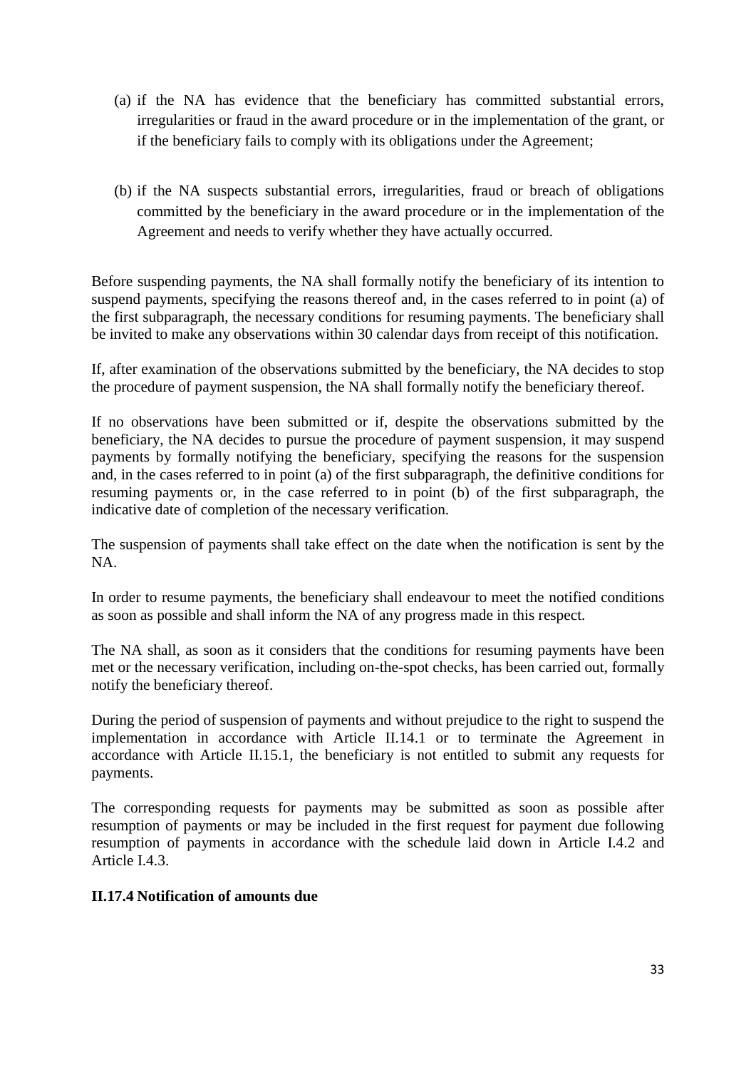(a) if the NA has evidence that the beneficiary has committed substantial errors, irregularities or fraud in the award procedure or in the implementation of the grant, or if the beneficiary fails to comply with its obligations under the Agreement;

(b) if the NA suspects substantial errors, irregularities, fraud or breach of obligations committed by the beneficiary in the award procedure or in the implementation of the Agreement and needs to verify whether they have actually occurred.

Before suspending payments, the NA shall formally notify the beneficiary of its intention to suspend payments, specifying the reasons thereof and, in the cases referred to in point (a) of the first subparagraph, the necessary conditions for resuming payments. The beneficiary shall be invited to make any observations within 30 calendar days from receipt of this notification.

If, after examination of the observations submitted by the beneficiary, the NA decides to stop the procedure of payment suspension, the NA shall formally notify the beneficiary thereof.

If no observations have been submitted or if, despite the observations submitted by the beneficiary, the NA decides to pursue the procedure of payment suspension, it may suspend payments by formally notifying the beneficiary, specifying the reasons for the suspension and, in the cases referred to in point (a) of the first subparagraph, the definitive conditions for resuming payments or, in the case referred to in point (b) of the first subparagraph, the indicative date of completion of the necessary verification.

The suspension of payments shall take effect on the date when the notification is sent by the NA.

In order to resume payments, the beneficiary shall endeavour to meet the notified conditions as soon as possible and shall inform the NA of any progress made in this respect.

The NA shall, as soon as it considers that the conditions for resuming payments have been met or the necessary verification, including on-the-spot checks, has been carried out, formally notify the beneficiary thereof.

During the period of suspension of payments and without prejudice to the right to suspend the implementation in accordance with Article II.14.1 or to terminate the Agreement in accordance with Article II.15.1, the beneficiary is not entitled to submit any requests for payments.

The corresponding requests for payments may be submitted as soon as possible after resumption of payments or may be included in the first request for payment due following resumption of payments in accordance with the schedule laid down in Article I.4.2 and Article I.4.3.

**II.17.4 Notification of amounts due**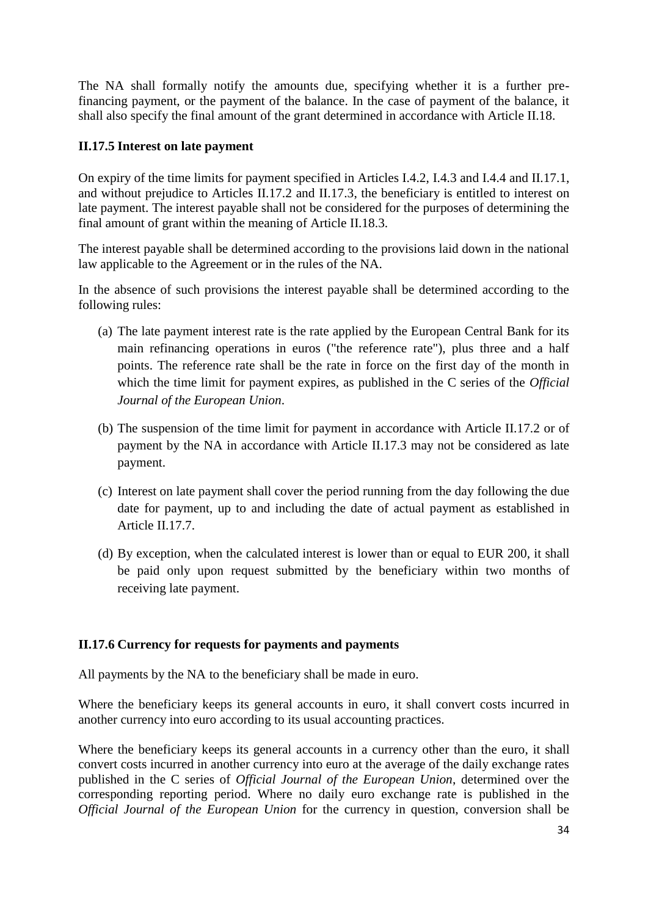The NA shall formally notify the amounts due, specifying whether it is a further pre-financing payment, or the payment of the balance. In the case of payment of the balance, it shall also specify the final amount of the grant determined in accordance with Article II.18.

### II.17.5 Interest on late payment

On expiry of the time limits for payment specified in Articles I.4.2, I.4.3 and I.4.4 and II.17.1, and without prejudice to Articles II.17.2 and II.17.3, the beneficiary is entitled to interest on late payment. The interest payable shall not be considered for the purposes of determining the final amount of grant within the meaning of Article II.18.3.

The interest payable shall be determined according to the provisions laid down in the national law applicable to the Agreement or in the rules of the NA.

In the absence of such provisions the interest payable shall be determined according to the following rules:

(a) The late payment interest rate is the rate applied by the European Central Bank for its main refinancing operations in euros ("the reference rate"), plus three and a half points. The reference rate shall be the rate in force on the first day of the month in which the time limit for payment expires, as published in the C series of the *Official Journal of the European Union*.

(b) The suspension of the time limit for payment in accordance with Article II.17.2 or of payment by the NA in accordance with Article II.17.3 may not be considered as late payment.

(c) Interest on late payment shall cover the period running from the day following the due date for payment, up to and including the date of actual payment as established in Article II.17.7.

(d) By exception, when the calculated interest is lower than or equal to EUR 200, it shall be paid only upon request submitted by the beneficiary within two months of receiving late payment.

### II.17.6 Currency for requests for payments and payments

All payments by the NA to the beneficiary shall be made in euro.

Where the beneficiary keeps its general accounts in euro, it shall convert costs incurred in another currency into euro according to its usual accounting practices.

Where the beneficiary keeps its general accounts in a currency other than the euro, it shall convert costs incurred in another currency into euro at the average of the daily exchange rates published in the C series of *Official Journal of the European Union*, determined over the corresponding reporting period. Where no daily euro exchange rate is published in the *Official Journal of the European Union* for the currency in question, conversion shall be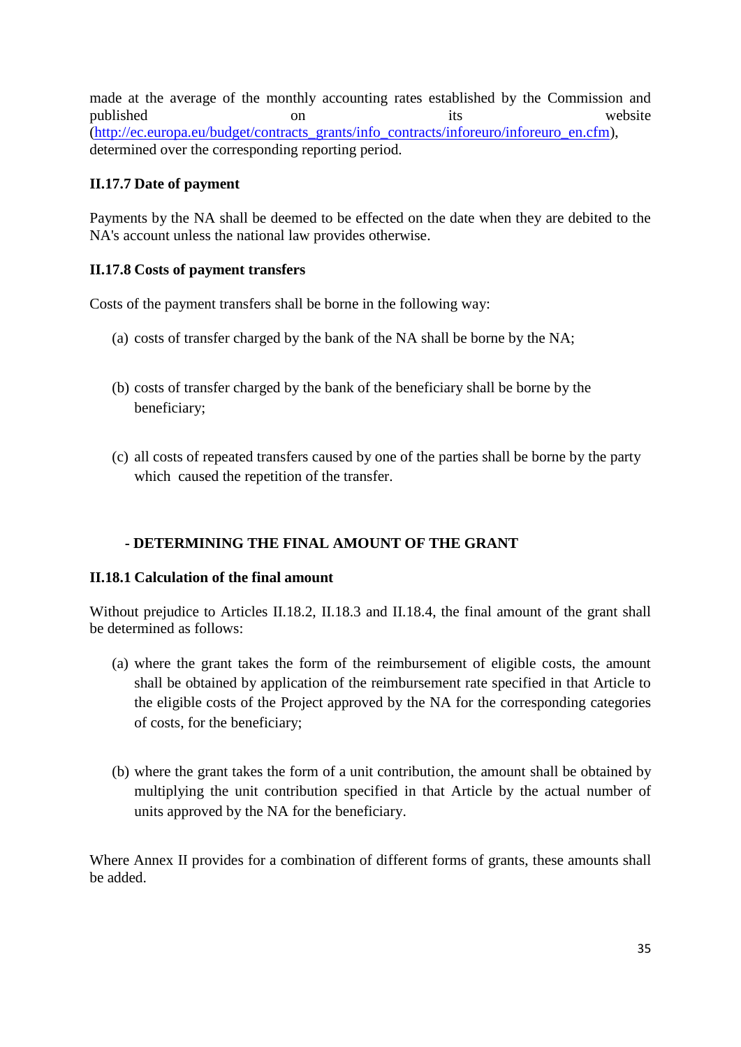made at the average of the monthly accounting rates established by the Commission and published on its website (http://ec.europa.eu/budget/contracts_grants/info_contracts/inforeuro/inforeuro_en.cfm), determined over the corresponding reporting period.

**II.17.7 Date of payment**

Payments by the NA shall be deemed to be effected on the date when they are debited to the NA's account unless the national law provides otherwise.

**II.17.8 Costs of payment transfers**

Costs of the payment transfers shall be borne in the following way:

(a) costs of transfer charged by the bank of the NA shall be borne by the NA;

(b) costs of transfer charged by the bank of the beneficiary shall be borne by the beneficiary;

(c) all costs of repeated transfers caused by one of the parties shall be borne by the party which caused the repetition of the transfer.

**- DETERMINING THE FINAL AMOUNT OF THE GRANT**

**II.18.1 Calculation of the final amount**

Without prejudice to Articles II.18.2, II.18.3 and II.18.4, the final amount of the grant shall be determined as follows:

(a) where the grant takes the form of the reimbursement of eligible costs, the amount shall be obtained by application of the reimbursement rate specified in that Article to the eligible costs of the Project approved by the NA for the corresponding categories of costs, for the beneficiary;

(b) where the grant takes the form of a unit contribution, the amount shall be obtained by multiplying the unit contribution specified in that Article by the actual number of units approved by the NA for the beneficiary.

Where Annex II provides for a combination of different forms of grants, these amounts shall be added.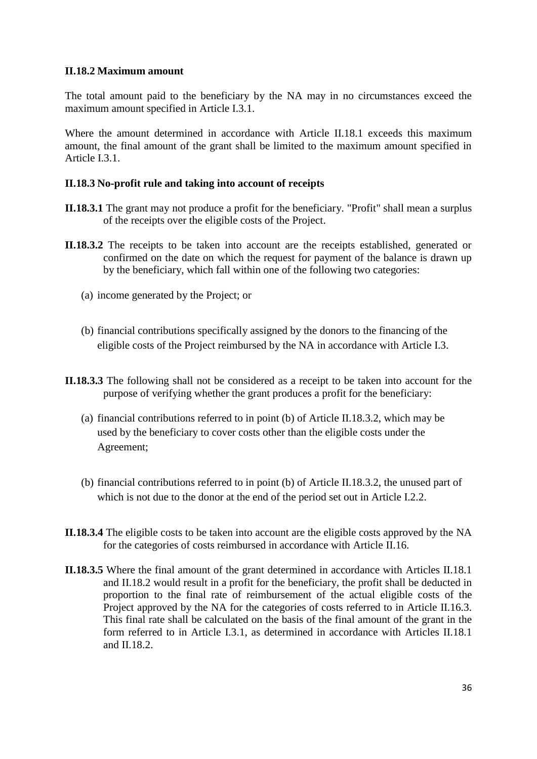### II.18.2 Maximum amount

The total amount paid to the beneficiary by the NA may in no circumstances exceed the maximum amount specified in Article I.3.1.

Where the amount determined in accordance with Article II.18.1 exceeds this maximum amount, the final amount of the grant shall be limited to the maximum amount specified in Article I.3.1.

### II.18.3 No-profit rule and taking into account of receipts

**II.18.3.1** The grant may not produce a profit for the beneficiary. "Profit" shall mean a surplus of the receipts over the eligible costs of the Project.

**II.18.3.2** The receipts to be taken into account are the receipts established, generated or confirmed on the date on which the request for payment of the balance is drawn up by the beneficiary, which fall within one of the following two categories:

(a) income generated by the Project; or

(b) financial contributions specifically assigned by the donors to the financing of the eligible costs of the Project reimbursed by the NA in accordance with Article I.3.

**II.18.3.3** The following shall not be considered as a receipt to be taken into account for the purpose of verifying whether the grant produces a profit for the beneficiary:

(a) financial contributions referred to in point (b) of Article II.18.3.2, which may be used by the beneficiary to cover costs other than the eligible costs under the Agreement;

(b) financial contributions referred to in point (b) of Article II.18.3.2, the unused part of which is not due to the donor at the end of the period set out in Article I.2.2.

**II.18.3.4** The eligible costs to be taken into account are the eligible costs approved by the NA for the categories of costs reimbursed in accordance with Article II.16.

**II.18.3.5** Where the final amount of the grant determined in accordance with Articles II.18.1 and II.18.2 would result in a profit for the beneficiary, the profit shall be deducted in proportion to the final rate of reimbursement of the actual eligible costs of the Project approved by the NA for the categories of costs referred to in Article II.16.3. This final rate shall be calculated on the basis of the final amount of the grant in the form referred to in Article I.3.1, as determined in accordance with Articles II.18.1 and II.18.2.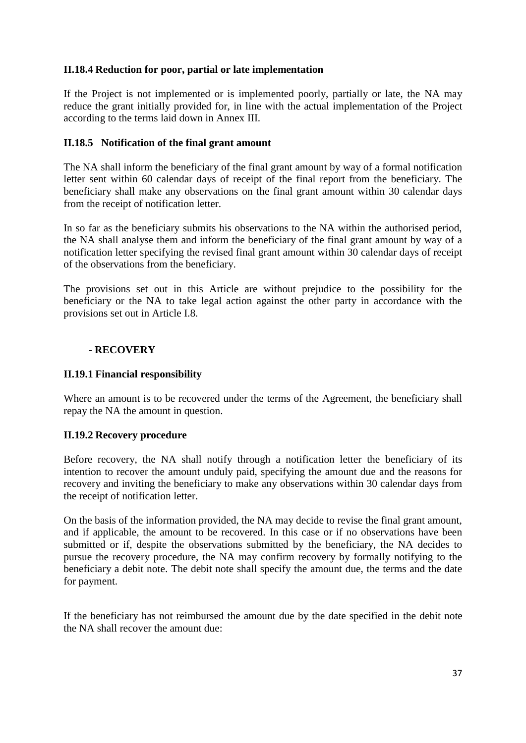### II.18.4 Reduction for poor, partial or late implementation

If the Project is not implemented or is implemented poorly, partially or late, the NA may reduce the grant initially provided for, in line with the actual implementation of the Project according to the terms laid down in Annex III.

### II.18.5 Notification of the final grant amount

The NA shall inform the beneficiary of the final grant amount by way of a formal notification letter sent within 60 calendar days of receipt of the final report from the beneficiary. The beneficiary shall make any observations on the final grant amount within 30 calendar days from the receipt of notification letter.

In so far as the beneficiary submits his observations to the NA within the authorised period, the NA shall analyse them and inform the beneficiary of the final grant amount by way of a notification letter specifying the revised final grant amount within 30 calendar days of receipt of the observations from the beneficiary.

The provisions set out in this Article are without prejudice to the possibility for the beneficiary or the NA to take legal action against the other party in accordance with the provisions set out in Article I.8.

## - RECOVERY

### II.19.1 Financial responsibility

Where an amount is to be recovered under the terms of the Agreement, the beneficiary shall repay the NA the amount in question.

### II.19.2 Recovery procedure

Before recovery, the NA shall notify through a notification letter the beneficiary of its intention to recover the amount unduly paid, specifying the amount due and the reasons for recovery and inviting the beneficiary to make any observations within 30 calendar days from the receipt of notification letter.

On the basis of the information provided, the NA may decide to revise the final grant amount, and if applicable, the amount to be recovered. In this case or if no observations have been submitted or if, despite the observations submitted by the beneficiary, the NA decides to pursue the recovery procedure, the NA may confirm recovery by formally notifying to the beneficiary a debit note. The debit note shall specify the amount due, the terms and the date for payment.

If the beneficiary has not reimbursed the amount due by the date specified in the debit note the NA shall recover the amount due: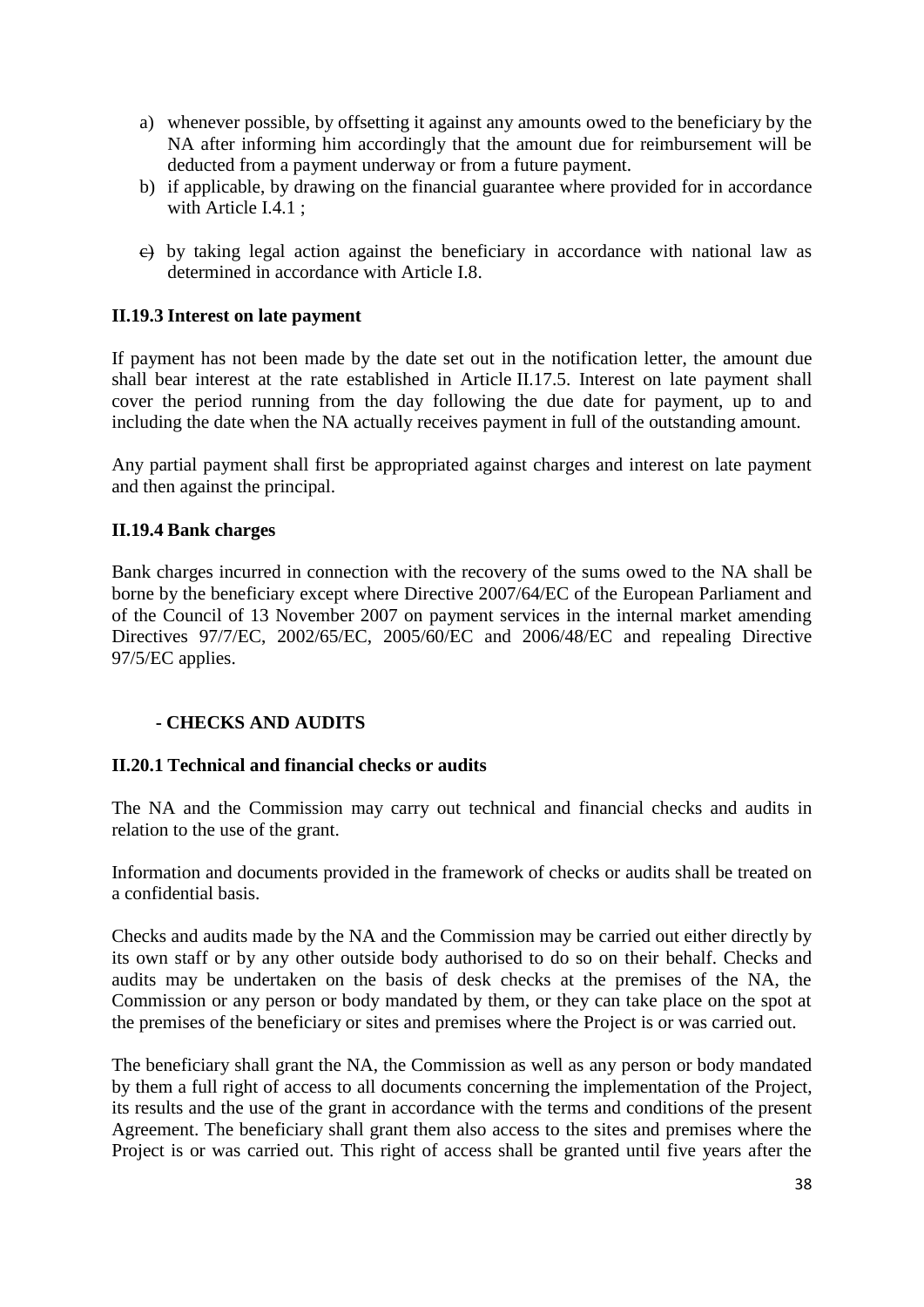a) whenever possible, by offsetting it against any amounts owed to the beneficiary by the NA after informing him accordingly that the amount due for reimbursement will be deducted from a payment underway or from a future payment.
b) if applicable, by drawing on the financial guarantee where provided for in accordance with Article I.4.1 ;
c) by taking legal action against the beneficiary in accordance with national law as determined in accordance with Article I.8.

**II.19.3 Interest on late payment**

If payment has not been made by the date set out in the notification letter, the amount due shall bear interest at the rate established in Article II.17.5. Interest on late payment shall cover the period running from the day following the due date for payment, up to and including the date when the NA actually receives payment in full of the outstanding amount.

Any partial payment shall first be appropriated against charges and interest on late payment and then against the principal.

**II.19.4 Bank charges**

Bank charges incurred in connection with the recovery of the sums owed to the NA shall be borne by the beneficiary except where Directive 2007/64/EC of the European Parliament and of the Council of 13 November 2007 on payment services in the internal market amending Directives 97/7/EC, 2002/65/EC, 2005/60/EC and 2006/48/EC and repealing Directive 97/5/EC applies.

**- CHECKS AND AUDITS**

**II.20.1 Technical and financial checks or audits**

The NA and the Commission may carry out technical and financial checks and audits in relation to the use of the grant.

Information and documents provided in the framework of checks or audits shall be treated on a confidential basis.

Checks and audits made by the NA and the Commission may be carried out either directly by its own staff or by any other outside body authorised to do so on their behalf. Checks and audits may be undertaken on the basis of desk checks at the premises of the NA, the Commission or any person or body mandated by them, or they can take place on the spot at the premises of the beneficiary or sites and premises where the Project is or was carried out.

The beneficiary shall grant the NA, the Commission as well as any person or body mandated by them a full right of access to all documents concerning the implementation of the Project, its results and the use of the grant in accordance with the terms and conditions of the present Agreement. The beneficiary shall grant them also access to the sites and premises where the Project is or was carried out. This right of access shall be granted until five years after the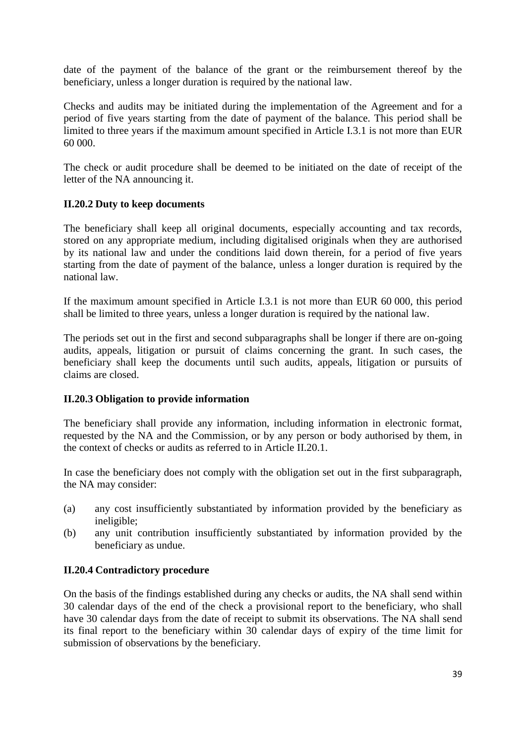date of the payment of the balance of the grant or the reimbursement thereof by the beneficiary, unless a longer duration is required by the national law.

Checks and audits may be initiated during the implementation of the Agreement and for a period of five years starting from the date of payment of the balance. This period shall be limited to three years if the maximum amount specified in Article I.3.1 is not more than EUR 60 000.

The check or audit procedure shall be deemed to be initiated on the date of receipt of the letter of the NA announcing it.

### II.20.2 Duty to keep documents

The beneficiary shall keep all original documents, especially accounting and tax records, stored on any appropriate medium, including digitalised originals when they are authorised by its national law and under the conditions laid down therein, for a period of five years starting from the date of payment of the balance, unless a longer duration is required by the national law.

If the maximum amount specified in Article I.3.1 is not more than EUR 60 000, this period shall be limited to three years, unless a longer duration is required by the national law.

The periods set out in the first and second subparagraphs shall be longer if there are on-going audits, appeals, litigation or pursuit of claims concerning the grant. In such cases, the beneficiary shall keep the documents until such audits, appeals, litigation or pursuits of claims are closed.

### II.20.3 Obligation to provide information

The beneficiary shall provide any information, including information in electronic format, requested by the NA and the Commission, or by any person or body authorised by them, in the context of checks or audits as referred to in Article II.20.1.

In case the beneficiary does not comply with the obligation set out in the first subparagraph, the NA may consider:

(a) any cost insufficiently substantiated by information provided by the beneficiary as ineligible;

(b) any unit contribution insufficiently substantiated by information provided by the beneficiary as undue.

### II.20.4 Contradictory procedure

On the basis of the findings established during any checks or audits, the NA shall send within 30 calendar days of the end of the check a provisional report to the beneficiary, who shall have 30 calendar days from the date of receipt to submit its observations. The NA shall send its final report to the beneficiary within 30 calendar days of expiry of the time limit for submission of observations by the beneficiary.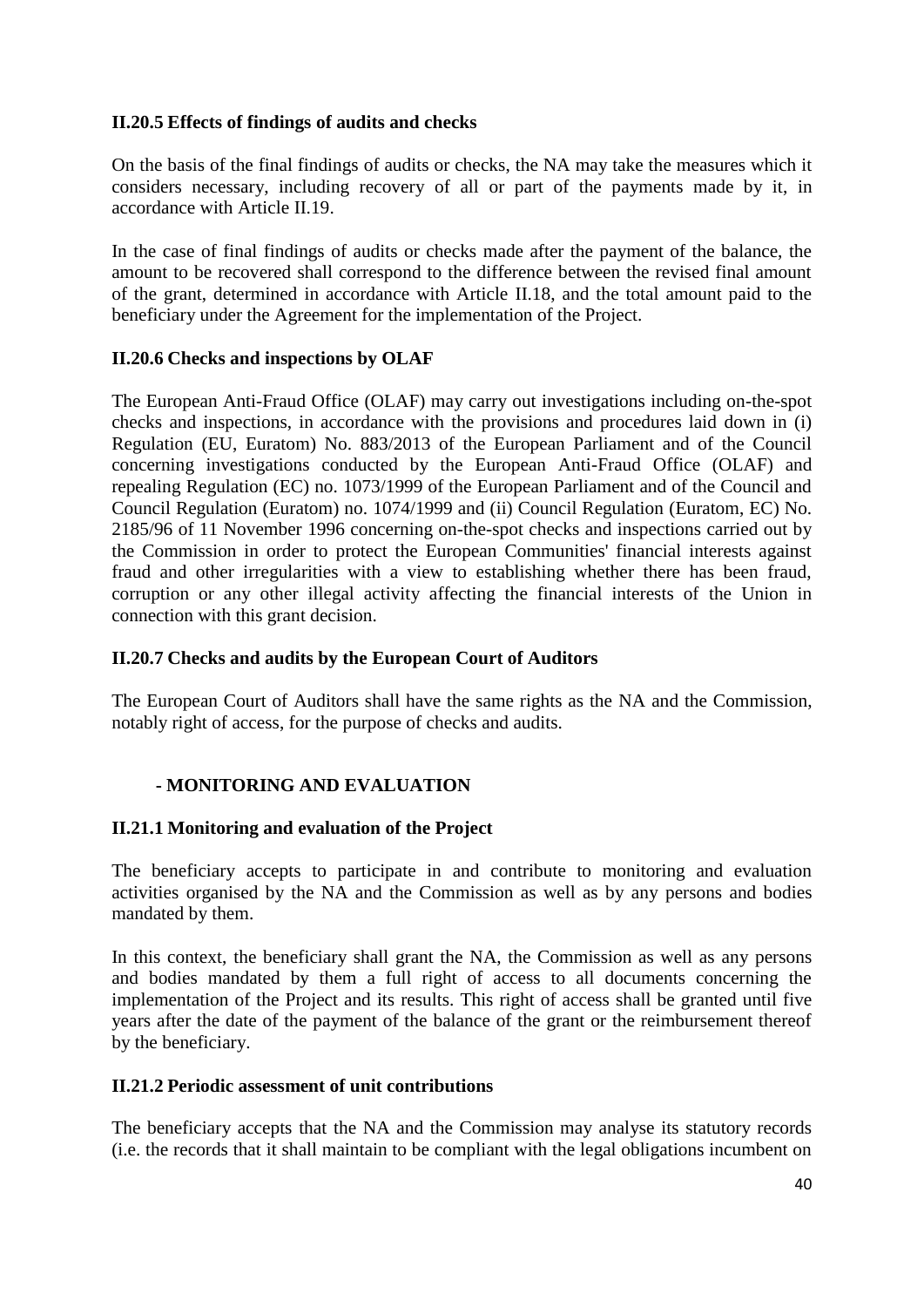### II.20.5 Effects of findings of audits and checks

On the basis of the final findings of audits or checks, the NA may take the measures which it considers necessary, including recovery of all or part of the payments made by it, in accordance with Article II.19.

In the case of final findings of audits or checks made after the payment of the balance, the amount to be recovered shall correspond to the difference between the revised final amount of the grant, determined in accordance with Article II.18, and the total amount paid to the beneficiary under the Agreement for the implementation of the Project.

### II.20.6 Checks and inspections by OLAF

The European Anti-Fraud Office (OLAF) may carry out investigations including on-the-spot checks and inspections, in accordance with the provisions and procedures laid down in (i) Regulation (EU, Euratom) No. 883/2013 of the European Parliament and of the Council concerning investigations conducted by the European Anti-Fraud Office (OLAF) and repealing Regulation (EC) no. 1073/1999 of the European Parliament and of the Council and Council Regulation (Euratom) no. 1074/1999 and (ii) Council Regulation (Euratom, EC) No. 2185/96 of 11 November 1996 concerning on-the-spot checks and inspections carried out by the Commission in order to protect the European Communities' financial interests against fraud and other irregularities with a view to establishing whether there has been fraud, corruption or any other illegal activity affecting the financial interests of the Union in connection with this grant decision.

### II.20.7 Checks and audits by the European Court of Auditors

The European Court of Auditors shall have the same rights as the NA and the Commission, notably right of access, for the purpose of checks and audits.

## - MONITORING AND EVALUATION

### II.21.1 Monitoring and evaluation of the Project

The beneficiary accepts to participate in and contribute to monitoring and evaluation activities organised by the NA and the Commission as well as by any persons and bodies mandated by them.

In this context, the beneficiary shall grant the NA, the Commission as well as any persons and bodies mandated by them a full right of access to all documents concerning the implementation of the Project and its results. This right of access shall be granted until five years after the date of the payment of the balance of the grant or the reimbursement thereof by the beneficiary.

### II.21.2 Periodic assessment of unit contributions

The beneficiary accepts that the NA and the Commission may analyse its statutory records (i.e. the records that it shall maintain to be compliant with the legal obligations incumbent on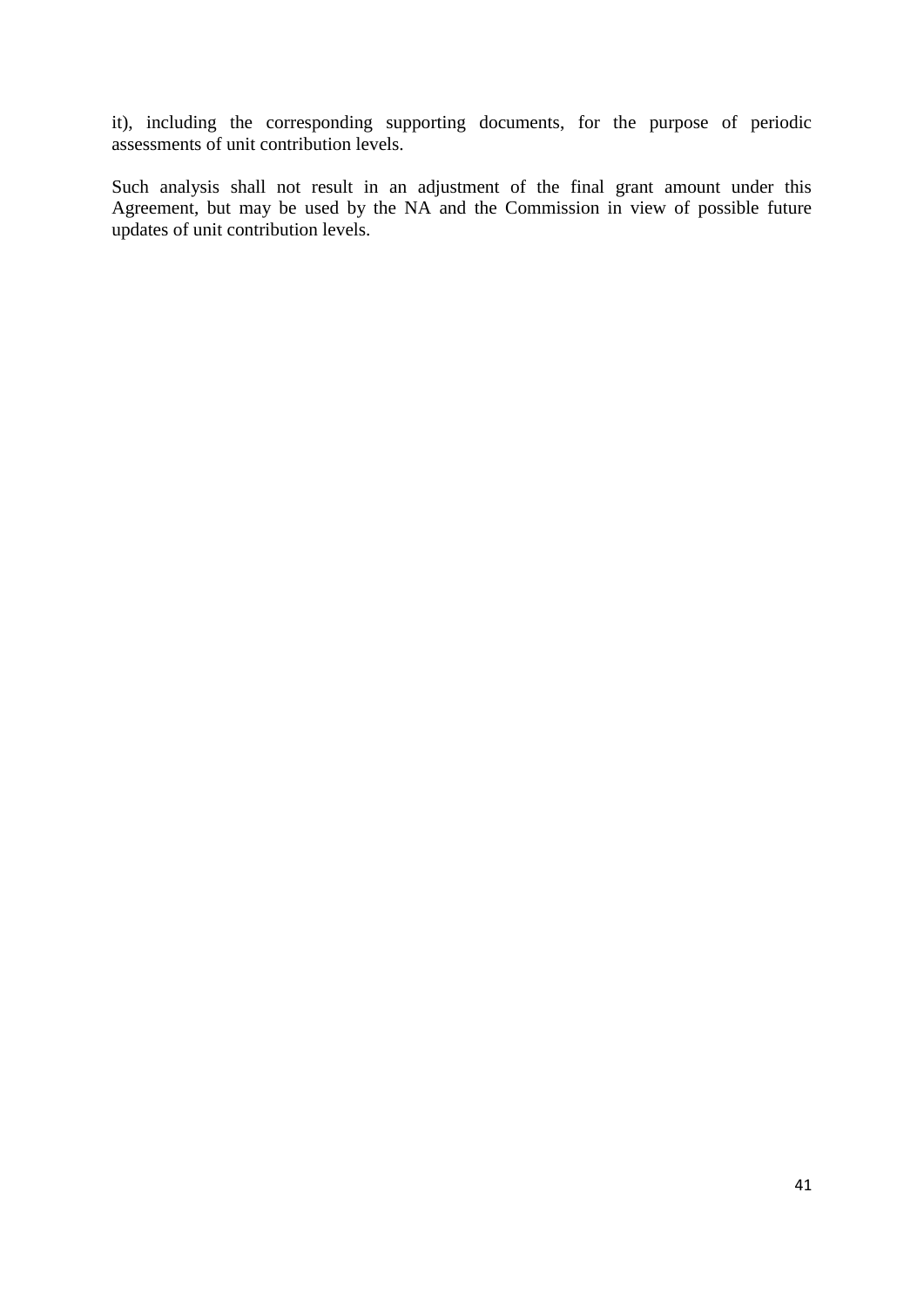it), including the corresponding supporting documents, for the purpose of periodic assessments of unit contribution levels.

Such analysis shall not result in an adjustment of the final grant amount under this Agreement, but may be used by the NA and the Commission in view of possible future updates of unit contribution levels.